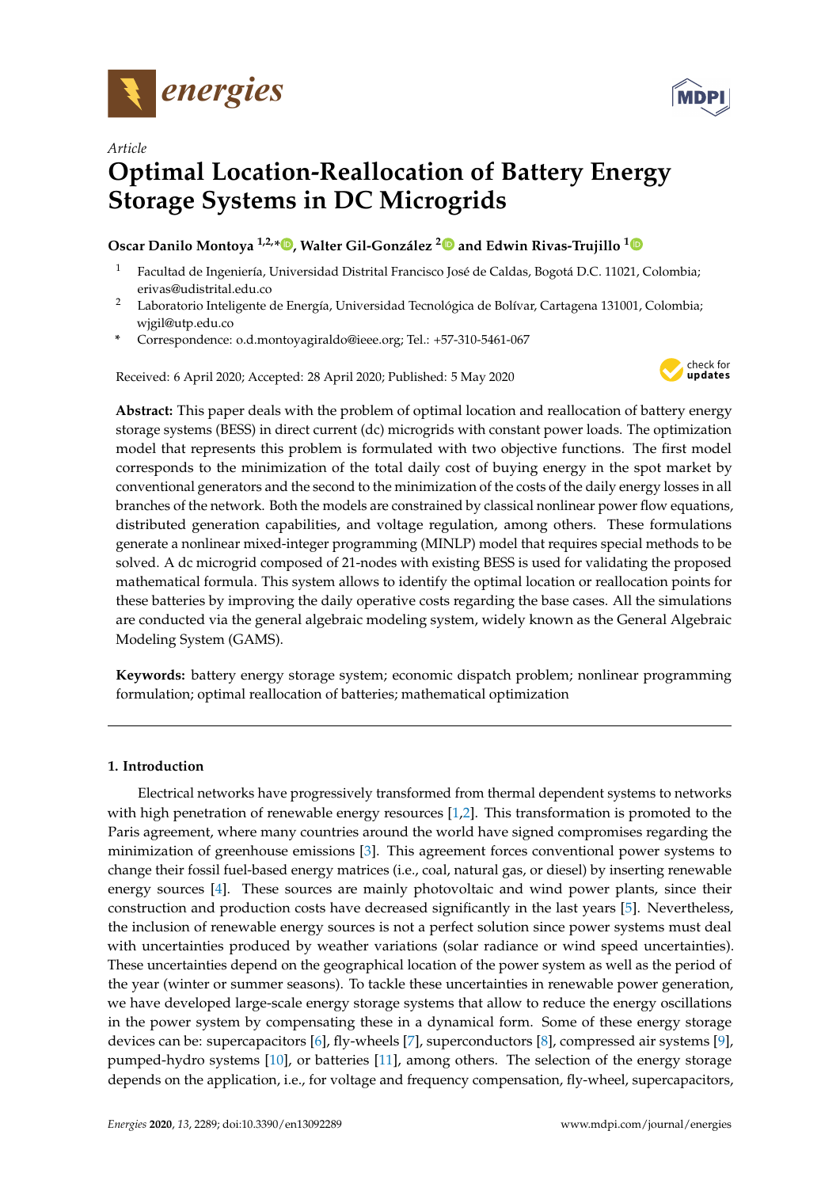*Article*

# Optimal Location-Reallocation of Battery Energy Storage Systems in DC Microgrids

**Oscar Danilo Montoya [1,2,*], Walter Gil-González [2] and Edwin Rivas-Trujillo [1]**

1. Facultad de Ingeniería, Universidad Distrital Francisco José de Caldas, Bogotá D.C. 11021, Colombia; erivas@udistrital.edu.co
2. Laboratorio Inteligente de Energía, Universidad Tecnológica de Bolívar, Cartagena 131001, Colombia; wjgil@utp.edu.co

\* Correspondence: o.d.montoyagiraldo@ieee.org; Tel.: +57-310-5461-067

Received: 6 April 2020; Accepted: 28 April 2020; Published: 5 May 2020

**Abstract:** This paper deals with the problem of optimal location and reallocation of battery energy storage systems (BESS) in direct current (dc) microgrids with constant power loads. The optimization model that represents this problem is formulated with two objective functions. The first model corresponds to the minimization of the total daily cost of buying energy in the spot market by conventional generators and the second to the minimization of the costs of the daily energy losses in all branches of the network. Both the models are constrained by classical nonlinear power flow equations, distributed generation capabilities, and voltage regulation, among others. These formulations generate a nonlinear mixed-integer programming (MINLP) model that requires special methods to be solved. A dc microgrid composed of 21-nodes with existing BESS is used for validating the proposed mathematical formula. This system allows to identify the optimal location or reallocation points for these batteries by improving the daily operative costs regarding the base cases. All the simulations are conducted via the general algebraic modeling system, widely known as the General Algebraic Modeling System (GAMS).

**Keywords:** battery energy storage system; economic dispatch problem; nonlinear programming formulation; optimal reallocation of batteries; mathematical optimization

## 1. Introduction

Electrical networks have progressively transformed from thermal dependent systems to networks with high penetration of renewable energy resources [1,2]. This transformation is promoted to the Paris agreement, where many countries around the world have signed compromises regarding the minimization of greenhouse emissions [3]. This agreement forces conventional power systems to change their fossil fuel-based energy matrices (i.e., coal, natural gas, or diesel) by inserting renewable energy sources [4]. These sources are mainly photovoltaic and wind power plants, since their construction and production costs have decreased significantly in the last years [5]. Nevertheless, the inclusion of renewable energy sources is not a perfect solution since power systems must deal with uncertainties produced by weather variations (solar radiance or wind speed uncertainties). These uncertainties depend on the geographical location of the power system as well as the period of the year (winter or summer seasons). To tackle these uncertainties in renewable power generation, we have developed large-scale energy storage systems that allow to reduce the energy oscillations in the power system by compensating these in a dynamical form. Some of these energy storage devices can be: supercapacitors [6], fly-wheels [7], superconductors [8], compressed air systems [9], pumped-hydro systems [10], or batteries [11], among others. The selection of the energy storage depends on the application, i.e., for voltage and frequency compensation, fly-wheel, supercapacitors,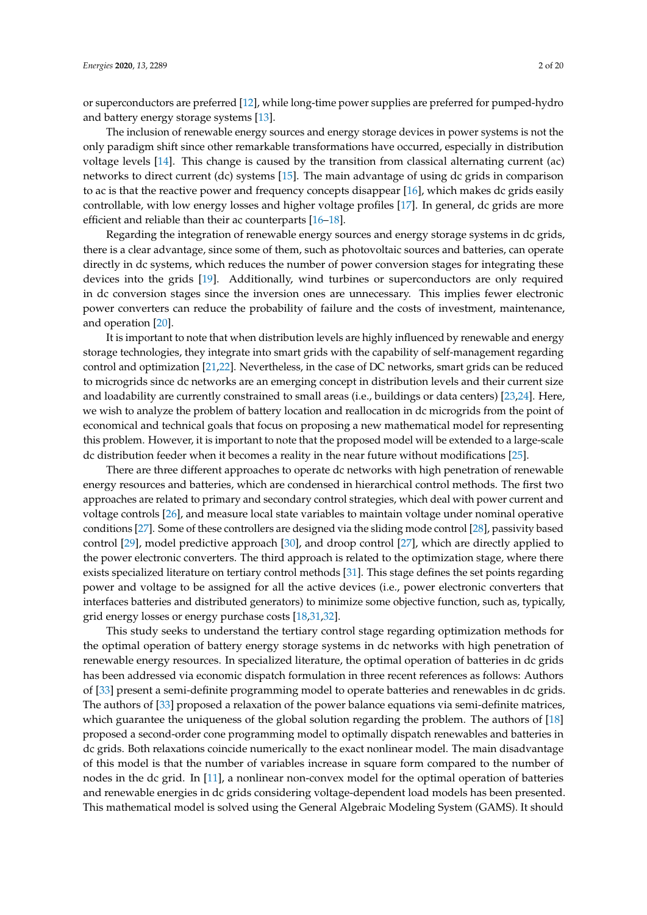or superconductors are preferred [12], while long-time power supplies are preferred for pumped-hydro and battery energy storage systems [13].

The inclusion of renewable energy sources and energy storage devices in power systems is not the only paradigm shift since other remarkable transformations have occurred, especially in distribution voltage levels [14]. This change is caused by the transition from classical alternating current (ac) networks to direct current (dc) systems [15]. The main advantage of using dc grids in comparison to ac is that the reactive power and frequency concepts disappear [16], which makes dc grids easily controllable, with low energy losses and higher voltage profiles [17]. In general, dc grids are more efficient and reliable than their ac counterparts [16–18].

Regarding the integration of renewable energy sources and energy storage systems in dc grids, there is a clear advantage, since some of them, such as photovoltaic sources and batteries, can operate directly in dc systems, which reduces the number of power conversion stages for integrating these devices into the grids [19]. Additionally, wind turbines or superconductors are only required in dc conversion stages since the inversion ones are unnecessary. This implies fewer electronic power converters can reduce the probability of failure and the costs of investment, maintenance, and operation [20].

It is important to note that when distribution levels are highly influenced by renewable and energy storage technologies, they integrate into smart grids with the capability of self-management regarding control and optimization [21,22]. Nevertheless, in the case of DC networks, smart grids can be reduced to microgrids since dc networks are an emerging concept in distribution levels and their current size and loadability are currently constrained to small areas (i.e., buildings or data centers) [23,24]. Here, we wish to analyze the problem of battery location and reallocation in dc microgrids from the point of economical and technical goals that focus on proposing a new mathematical model for representing this problem. However, it is important to note that the proposed model will be extended to a large-scale dc distribution feeder when it becomes a reality in the near future without modifications [25].

There are three different approaches to operate dc networks with high penetration of renewable energy resources and batteries, which are condensed in hierarchical control methods. The first two approaches are related to primary and secondary control strategies, which deal with power current and voltage controls [26], and measure local state variables to maintain voltage under nominal operative conditions [27]. Some of these controllers are designed via the sliding mode control [28], passivity based control [29], model predictive approach [30], and droop control [27], which are directly applied to the power electronic converters. The third approach is related to the optimization stage, where there exists specialized literature on tertiary control methods [31]. This stage defines the set points regarding power and voltage to be assigned for all the active devices (i.e., power electronic converters that interfaces batteries and distributed generators) to minimize some objective function, such as, typically, grid energy losses or energy purchase costs [18,31,32].

This study seeks to understand the tertiary control stage regarding optimization methods for the optimal operation of battery energy storage systems in dc networks with high penetration of renewable energy resources. In specialized literature, the optimal operation of batteries in dc grids has been addressed via economic dispatch formulation in three recent references as follows: Authors of [33] present a semi-definite programming model to operate batteries and renewables in dc grids. The authors of [33] proposed a relaxation of the power balance equations via semi-definite matrices, which guarantee the uniqueness of the global solution regarding the problem. The authors of [18] proposed a second-order cone programming model to optimally dispatch renewables and batteries in dc grids. Both relaxations coincide numerically to the exact nonlinear model. The main disadvantage of this model is that the number of variables increase in square form compared to the number of nodes in the dc grid. In [11], a nonlinear non-convex model for the optimal operation of batteries and renewable energies in dc grids considering voltage-dependent load models has been presented. This mathematical model is solved using the General Algebraic Modeling System (GAMS). It should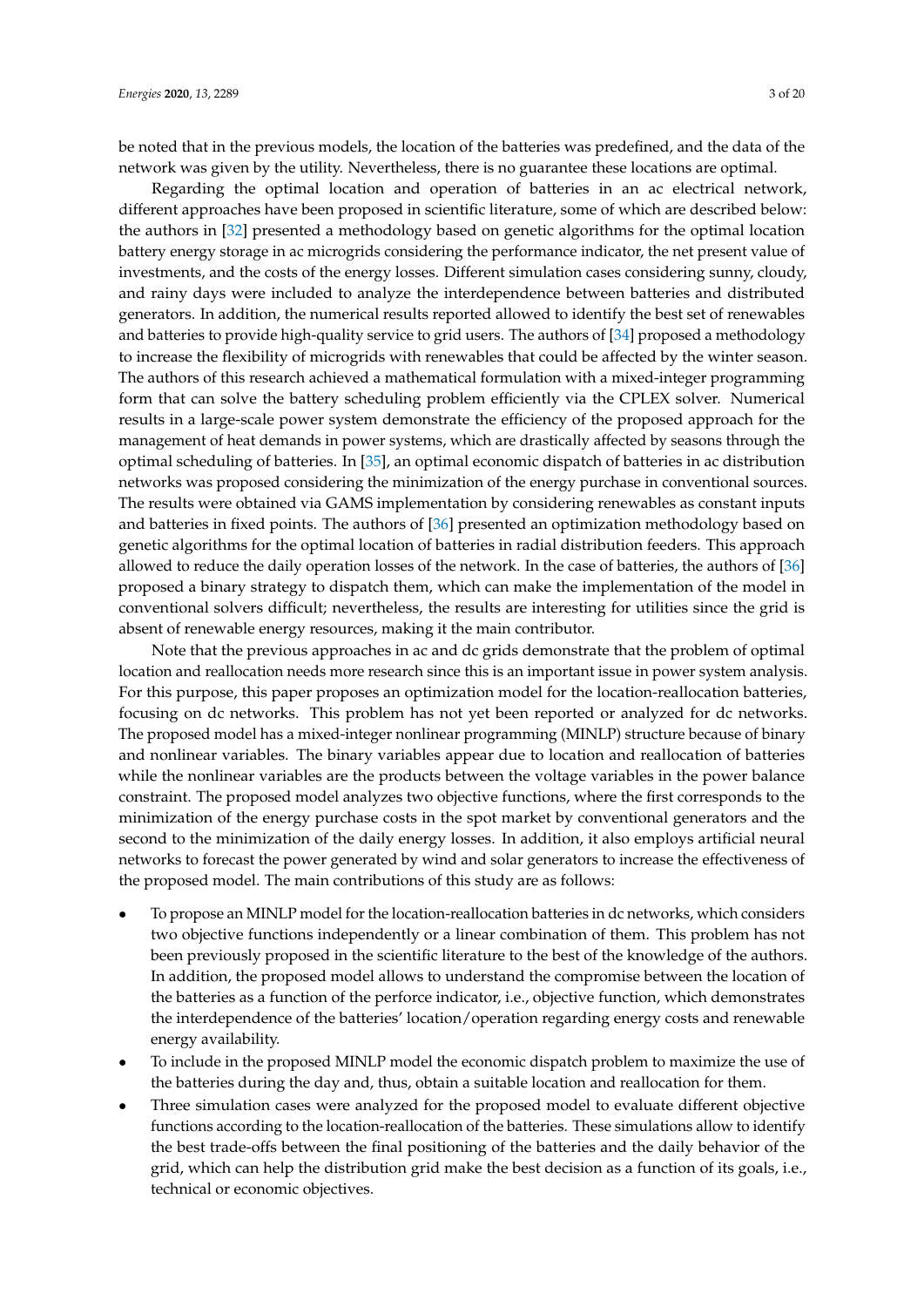be noted that in the previous models, the location of the batteries was predefined, and the data of the network was given by the utility. Nevertheless, there is no guarantee these locations are optimal.

Regarding the optimal location and operation of batteries in an ac electrical network, different approaches have been proposed in scientific literature, some of which are described below: the authors in [32] presented a methodology based on genetic algorithms for the optimal location battery energy storage in ac microgrids considering the performance indicator, the net present value of investments, and the costs of the energy losses. Different simulation cases considering sunny, cloudy, and rainy days were included to analyze the interdependence between batteries and distributed generators. In addition, the numerical results reported allowed to identify the best set of renewables and batteries to provide high-quality service to grid users. The authors of [34] proposed a methodology to increase the flexibility of microgrids with renewables that could be affected by the winter season. The authors of this research achieved a mathematical formulation with a mixed-integer programming form that can solve the battery scheduling problem efficiently via the CPLEX solver. Numerical results in a large-scale power system demonstrate the efficiency of the proposed approach for the management of heat demands in power systems, which are drastically affected by seasons through the optimal scheduling of batteries. In [35], an optimal economic dispatch of batteries in ac distribution networks was proposed considering the minimization of the energy purchase in conventional sources. The results were obtained via GAMS implementation by considering renewables as constant inputs and batteries in fixed points. The authors of [36] presented an optimization methodology based on genetic algorithms for the optimal location of batteries in radial distribution feeders. This approach allowed to reduce the daily operation losses of the network. In the case of batteries, the authors of [36] proposed a binary strategy to dispatch them, which can make the implementation of the model in conventional solvers difficult; nevertheless, the results are interesting for utilities since the grid is absent of renewable energy resources, making it the main contributor.

Note that the previous approaches in ac and dc grids demonstrate that the problem of optimal location and reallocation needs more research since this is an important issue in power system analysis. For this purpose, this paper proposes an optimization model for the location-reallocation batteries, focusing on dc networks. This problem has not yet been reported or analyzed for dc networks. The proposed model has a mixed-integer nonlinear programming (MINLP) structure because of binary and nonlinear variables. The binary variables appear due to location and reallocation of batteries while the nonlinear variables are the products between the voltage variables in the power balance constraint. The proposed model analyzes two objective functions, where the first corresponds to the minimization of the energy purchase costs in the spot market by conventional generators and the second to the minimization of the daily energy losses. In addition, it also employs artificial neural networks to forecast the power generated by wind and solar generators to increase the effectiveness of the proposed model. The main contributions of this study are as follows:

- To propose an MINLP model for the location-reallocation batteries in dc networks, which considers two objective functions independently or a linear combination of them. This problem has not been previously proposed in the scientific literature to the best of the knowledge of the authors. In addition, the proposed model allows to understand the compromise between the location of the batteries as a function of the perforce indicator, i.e., objective function, which demonstrates the interdependence of the batteries' location/operation regarding energy costs and renewable energy availability.
- To include in the proposed MINLP model the economic dispatch problem to maximize the use of the batteries during the day and, thus, obtain a suitable location and reallocation for them.
- Three simulation cases were analyzed for the proposed model to evaluate different objective functions according to the location-reallocation of the batteries. These simulations allow to identify the best trade-offs between the final positioning of the batteries and the daily behavior of the grid, which can help the distribution grid make the best decision as a function of its goals, i.e., technical or economic objectives.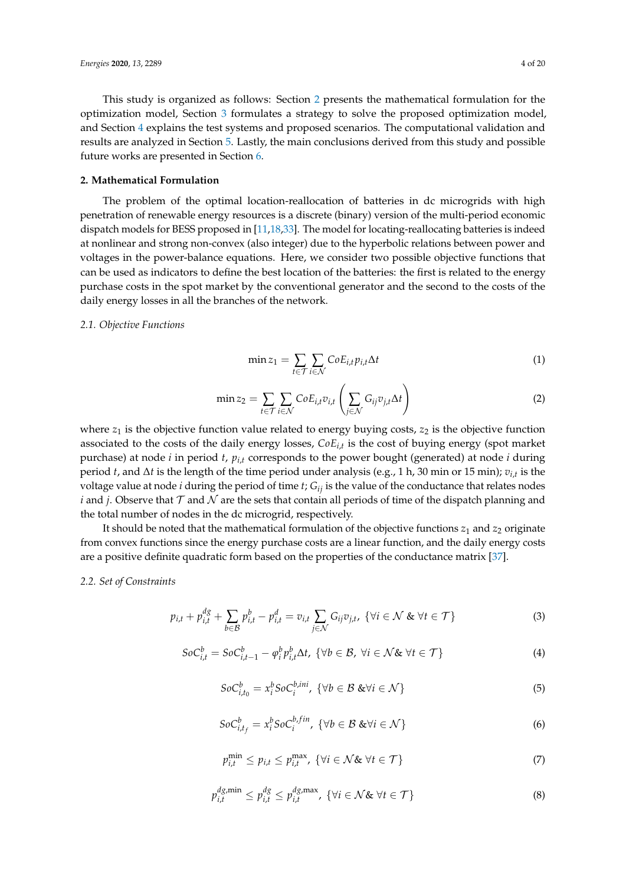This study is organized as follows: Section 2 presents the mathematical formulation for the optimization model, Section 3 formulates a strategy to solve the proposed optimization model, and Section 4 explains the test systems and proposed scenarios. The computational validation and results are analyzed in Section 5. Lastly, the main conclusions derived from this study and possible future works are presented in Section 6.

## 2. Mathematical Formulation

The problem of the optimal location-reallocation of batteries in dc microgrids with high penetration of renewable energy resources is a discrete (binary) version of the multi-period economic dispatch models for BESS proposed in [11,18,33]. The model for locating-reallocating batteries is indeed at nonlinear and strong non-convex (also integer) due to the hyperbolic relations between power and voltages in the power-balance equations. Here, we consider two possible objective functions that can be used as indicators to define the best location of the batteries: the first is related to the energy purchase costs in the spot market by the conventional generator and the second to the costs of the daily energy losses in all the branches of the network.

### 2.1. Objective Functions

$$\min z_1 = \sum_{t \in \mathcal{T}} \sum_{i \in \mathcal{N}} CoE_{i,t} p_{i,t} \Delta t \tag{1}$$

$$\min z_2 = \sum_{t \in \mathcal{T}} \sum_{i \in \mathcal{N}} CoE_{i,t} v_{i,t} \left( \sum_{j \in \mathcal{N}} G_{ij} v_{j,t} \Delta t \right) \tag{2}$$

where $z_1$ is the objective function value related to energy buying costs, $z_2$ is the objective function associated to the costs of the daily energy losses, $CoE_{i,t}$ is the cost of buying energy (spot market purchase) at node $i$ in period $t$, $p_{i,t}$ corresponds to the power bought (generated) at node $i$ during period $t$, and $\Delta t$ is the length of the time period under analysis (e.g., 1 h, 30 min or 15 min); $v_{i,t}$ is the voltage value at node $i$ during the period of time $t$; $G_{ij}$ is the value of the conductance that relates nodes $i$ and $j$. Observe that $\mathcal{T}$ and $\mathcal{N}$ are the sets that contain all periods of time of the dispatch planning and the total number of nodes in the dc microgrid, respectively.

It should be noted that the mathematical formulation of the objective functions $z_1$ and $z_2$ originate from convex functions since the energy purchase costs are a linear function, and the daily energy costs are a positive definite quadratic form based on the properties of the conductance matrix [37].

### 2.2. Set of Constraints

$$p_{i,t} + p_{i,t}^{dg} + \sum_{b \in \mathcal{B}} p_{i,t}^{b} - p_{i,t}^{d} = v_{i,t} \sum_{j \in \mathcal{N}} G_{ij} v_{j,t}, \ \{\forall i \in \mathcal{N} \ \& \ \forall t \in \mathcal{T}\} \tag{3}$$

$$SoC_{i,t}^{b} = SoC_{i,t-1}^{b} - \varphi_i^{b} p_{i,t}^{b} \Delta t, \ \{\forall b \in \mathcal{B}, \ \forall i \in \mathcal{N} \& \ \forall t \in \mathcal{T}\} \tag{4}$$

$$SoC_{i,t_0}^{b} = x_i^{b} SoC_i^{b,ini}, \ \{\forall b \in \mathcal{B} \ \& \forall i \in \mathcal{N}\} \tag{5}$$

$$SoC_{i,t_f}^{b} = x_i^{b} SoC_i^{b,fin}, \ \{\forall b \in \mathcal{B} \ \& \forall i \in \mathcal{N}\} \tag{6}$$

$$p_{i,t}^{\min} \leq p_{i,t} \leq p_{i,t}^{\max}, \ \{\forall i \in \mathcal{N} \& \ \forall t \in \mathcal{T}\} \tag{7}$$

$$p_{i,t}^{dg,\min} \leq p_{i,t}^{dg} \leq p_{i,t}^{dg,\max}, \ \{\forall i \in \mathcal{N} \& \ \forall t \in \mathcal{T}\} \tag{8}$$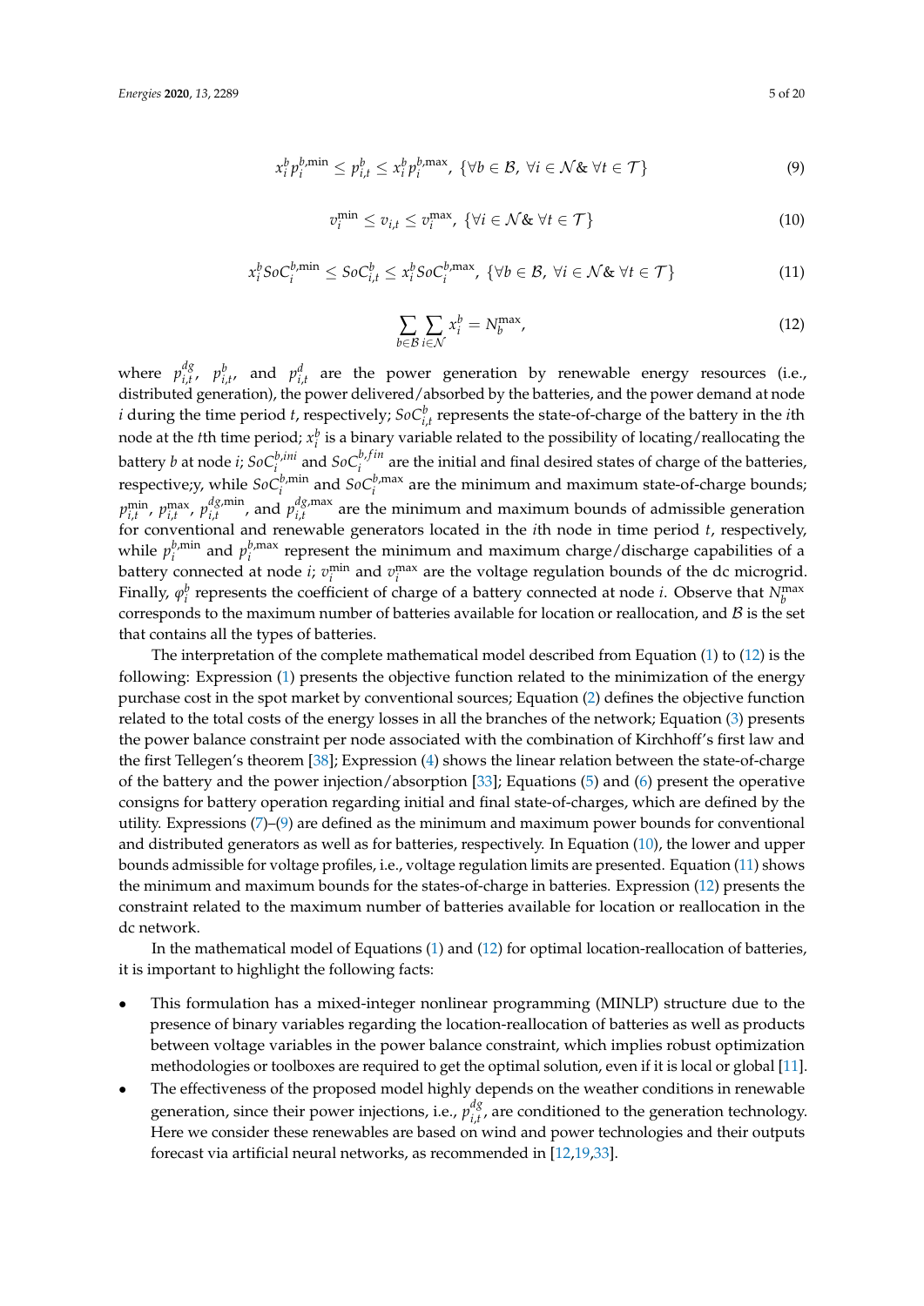$$x_i^b p_i^{b,\min} \leq p_{i,t}^b \leq x_i^b p_i^{b,\max}, \ \{\forall b \in \mathcal{B}, \ \forall i \in \mathcal{N} \& \ \forall t \in \mathcal{T}\} \tag{9}$$

$$v_i^{\min} \leq v_{i,t} \leq v_i^{\max}, \ \{\forall i \in \mathcal{N} \& \ \forall t \in \mathcal{T}\} \tag{10}$$

$$x_i^b SoC_i^{b,\min} \leq SoC_{i,t}^b \leq x_i^b SoC_i^{b,\max}, \ \{\forall b \in \mathcal{B}, \ \forall i \in \mathcal{N} \& \ \forall t \in \mathcal{T}\} \tag{11}$$

$$\sum_{b \in \mathcal{B}} \sum_{i \in \mathcal{N}} x_i^b = N_b^{\max}, \tag{12}$$

where $p_{i,t}^{dg}$, $p_{i,t}^b$, and $p_{i,t}^d$ are the power generation by renewable energy resources (i.e., distributed generation), the power delivered/absorbed by the batteries, and the power demand at node $i$ during the time period $t$, respectively; $SoC_{i,t}^b$ represents the state-of-charge of the battery in the $i$th node at the $t$th time period; $x_i^b$ is a binary variable related to the possibility of locating/reallocating the battery $b$ at node $i$; $SoC_i^{b,ini}$ and $SoC_i^{b,fin}$ are the initial and final desired states of charge of the batteries, respective;y, while $SoC_i^{b,\min}$ and $SoC_i^{b,\max}$ are the minimum and maximum state-of-charge bounds; $p_{i,t}^{\min}$, $p_{i,t}^{\max}$, $p_{i,t}^{dg,\min}$, and $p_{i,t}^{dg,\max}$ are the minimum and maximum bounds of admissible generation for conventional and renewable generators located in the $i$th node in time period $t$, respectively, while $p_i^{b,\min}$ and $p_i^{b,\max}$ represent the minimum and maximum charge/discharge capabilities of a battery connected at node $i$; $v_i^{\min}$ and $v_i^{\max}$ are the voltage regulation bounds of the dc microgrid. Finally, $\varphi_i^b$ represents the coefficient of charge of a battery connected at node $i$. Observe that $N_b^{\max}$ corresponds to the maximum number of batteries available for location or reallocation, and $\mathcal{B}$ is the set that contains all the types of batteries.

The interpretation of the complete mathematical model described from Equation (1) to (12) is the following: Expression (1) presents the objective function related to the minimization of the energy purchase cost in the spot market by conventional sources; Equation (2) defines the objective function related to the total costs of the energy losses in all the branches of the network; Equation (3) presents the power balance constraint per node associated with the combination of Kirchhoff's first law and the first Tellegen's theorem [38]; Expression (4) shows the linear relation between the state-of-charge of the battery and the power injection/absorption [33]; Equations (5) and (6) present the operative consigns for battery operation regarding initial and final state-of-charges, which are defined by the utility. Expressions (7)–(9) are defined as the minimum and maximum power bounds for conventional and distributed generators as well as for batteries, respectively. In Equation (10), the lower and upper bounds admissible for voltage profiles, i.e., voltage regulation limits are presented. Equation (11) shows the minimum and maximum bounds for the states-of-charge in batteries. Expression (12) presents the constraint related to the maximum number of batteries available for location or reallocation in the dc network.

In the mathematical model of Equations (1) and (12) for optimal location-reallocation of batteries, it is important to highlight the following facts:

- This formulation has a mixed-integer nonlinear programming (MINLP) structure due to the presence of binary variables regarding the location-reallocation of batteries as well as products between voltage variables in the power balance constraint, which implies robust optimization methodologies or toolboxes are required to get the optimal solution, even if it is local or global [11].
- The effectiveness of the proposed model highly depends on the weather conditions in renewable generation, since their power injections, i.e., $p_{i,t}^{dg}$, are conditioned to the generation technology. Here we consider these renewables are based on wind and power technologies and their outputs forecast via artificial neural networks, as recommended in [12,19,33].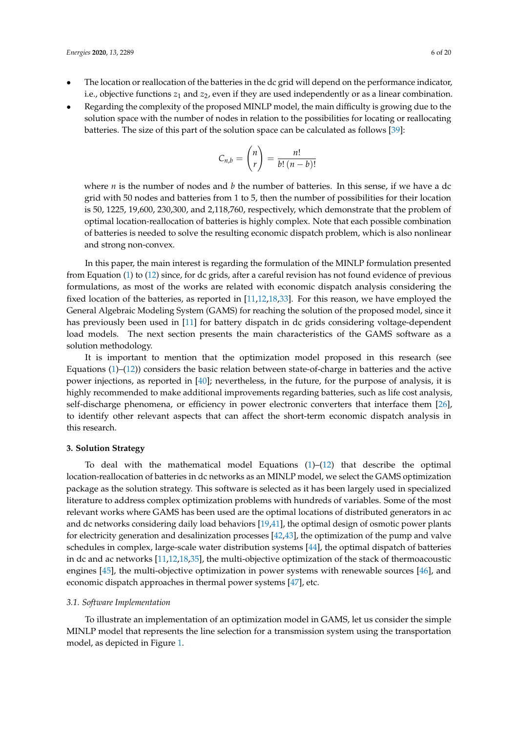- The location or reallocation of the batteries in the dc grid will depend on the performance indicator, i.e., objective functions $z_1$ and $z_2$, even if they are used independently or as a linear combination.
- Regarding the complexity of the proposed MINLP model, the main difficulty is growing due to the solution space with the number of nodes in relation to the possibilities for locating or reallocating batteries. The size of this part of the solution space can be calculated as follows [39]:

$$C_{n,b} = \binom{n}{r} = \frac{n!}{b!\,(n-b)!}$$

  where $n$ is the number of nodes and $b$ the number of batteries. In this sense, if we have a dc grid with 50 nodes and batteries from 1 to 5, then the number of possibilities for their location is 50, 1225, 19,600, 230,300, and 2,118,760, respectively, which demonstrate that the problem of optimal location-reallocation of batteries is highly complex. Note that each possible combination of batteries is needed to solve the resulting economic dispatch problem, which is also nonlinear and strong non-convex.

In this paper, the main interest is regarding the formulation of the MINLP formulation presented from Equation (1) to (12) since, for dc grids, after a careful revision has not found evidence of previous formulations, as most of the works are related with economic dispatch analysis considering the fixed location of the batteries, as reported in [11,12,18,33]. For this reason, we have employed the General Algebraic Modeling System (GAMS) for reaching the solution of the proposed model, since it has previously been used in [11] for battery dispatch in dc grids considering voltage-dependent load models. The next section presents the main characteristics of the GAMS software as a solution methodology.

It is important to mention that the optimization model proposed in this research (see Equations (1)–(12)) considers the basic relation between state-of-charge in batteries and the active power injections, as reported in [40]; nevertheless, in the future, for the purpose of analysis, it is highly recommended to make additional improvements regarding batteries, such as life cost analysis, self-discharge phenomena, or efficiency in power electronic converters that interface them [26], to identify other relevant aspects that can affect the short-term economic dispatch analysis in this research.

## 3. Solution Strategy

To deal with the mathematical model Equations (1)–(12) that describe the optimal location-reallocation of batteries in dc networks as an MINLP model, we select the GAMS optimization package as the solution strategy. This software is selected as it has been largely used in specialized literature to address complex optimization problems with hundreds of variables. Some of the most relevant works where GAMS has been used are the optimal locations of distributed generators in ac and dc networks considering daily load behaviors [19,41], the optimal design of osmotic power plants for electricity generation and desalinization processes [42,43], the optimization of the pump and valve schedules in complex, large-scale water distribution systems [44], the optimal dispatch of batteries in dc and ac networks [11,12,18,35], the multi-objective optimization of the stack of thermoacoustic engines [45], the multi-objective optimization in power systems with renewable sources [46], and economic dispatch approaches in thermal power systems [47], etc.

### 3.1. Software Implementation

To illustrate an implementation of an optimization model in GAMS, let us consider the simple MINLP model that represents the line selection for a transmission system using the transportation model, as depicted in Figure 1.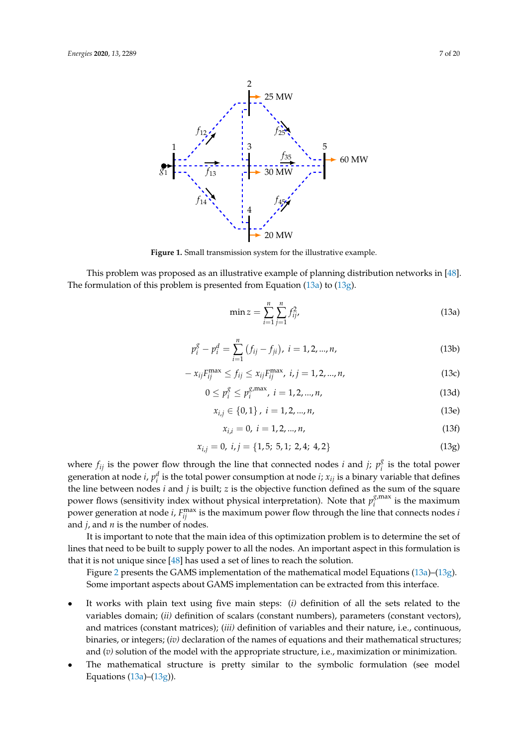Figure 1. Small transmission system for the illustrative example.

This problem was proposed as an illustrative example of planning distribution networks in [48]. The formulation of this problem is presented from Equation (13a) to (13g).

$$\min z = \sum_{i=1}^{n} \sum_{j=1}^{n} f_{ij}^2, \tag{13a}$$

$$p_i^g - p_i^d = \sum_{i=1}^{n} \left( f_{ij} - f_{ji} \right), \; i = 1, 2, ..., n, \tag{13b}$$

$$-x_{ij} F_{ij}^{\max} \leq f_{ij} \leq x_{ij} F_{ij}^{\max}, \; i, j = 1, 2, ..., n, \tag{13c}$$

$$0 \leq p_i^g \leq p_i^{g,\max}, \; i = 1, 2, ..., n, \tag{13d}$$

$$x_{i,j} \in \{0, 1\}, \; i = 1, 2, ..., n, \tag{13e}$$

$$x_{i,i} = 0, \; i = 1, 2, ..., n, \tag{13f}$$

$$x_{i,j} = 0, \; i, j = \{1,5; \; 5,1; \; 2,4; \; 4,2\} \tag{13g}$$

where $f_{ij}$ is the power flow through the line that connected nodes $i$ and $j$; $p_i^g$ is the total power generation at node $i$, $p_i^d$ is the total power consumption at node $i$; $x_{ij}$ is a binary variable that defines the line between nodes $i$ and $j$ is built; $z$ is the objective function defined as the sum of the square power flows (sensitivity index without physical interpretation). Note that $p_i^{g,\max}$ is the maximum power generation at node $i$, $F_{ij}^{\max}$ is the maximum power flow through the line that connects nodes $i$ and $j$, and $n$ is the number of nodes.

It is important to note that the main idea of this optimization problem is to determine the set of lines that need to be built to supply power to all the nodes. An important aspect in this formulation is that it is not unique since [48] has used a set of lines to reach the solution.

Figure 2 presents the GAMS implementation of the mathematical model Equations (13a)–(13g). Some important aspects about GAMS implementation can be extracted from this interface.

- It works with plain text using five main steps: *(i)* definition of all the sets related to the variables domain; *(ii)* definition of scalars (constant numbers), parameters (constant vectors), and matrices (constant matrices); *(iii)* definition of variables and their nature, i.e., continuous, binaries, or integers; *(iv)* declaration of the names of equations and their mathematical structures; and *(v)* solution of the model with the appropriate structure, i.e., maximization or minimization.
- The mathematical structure is pretty similar to the symbolic formulation (see model Equations (13a)–(13g)).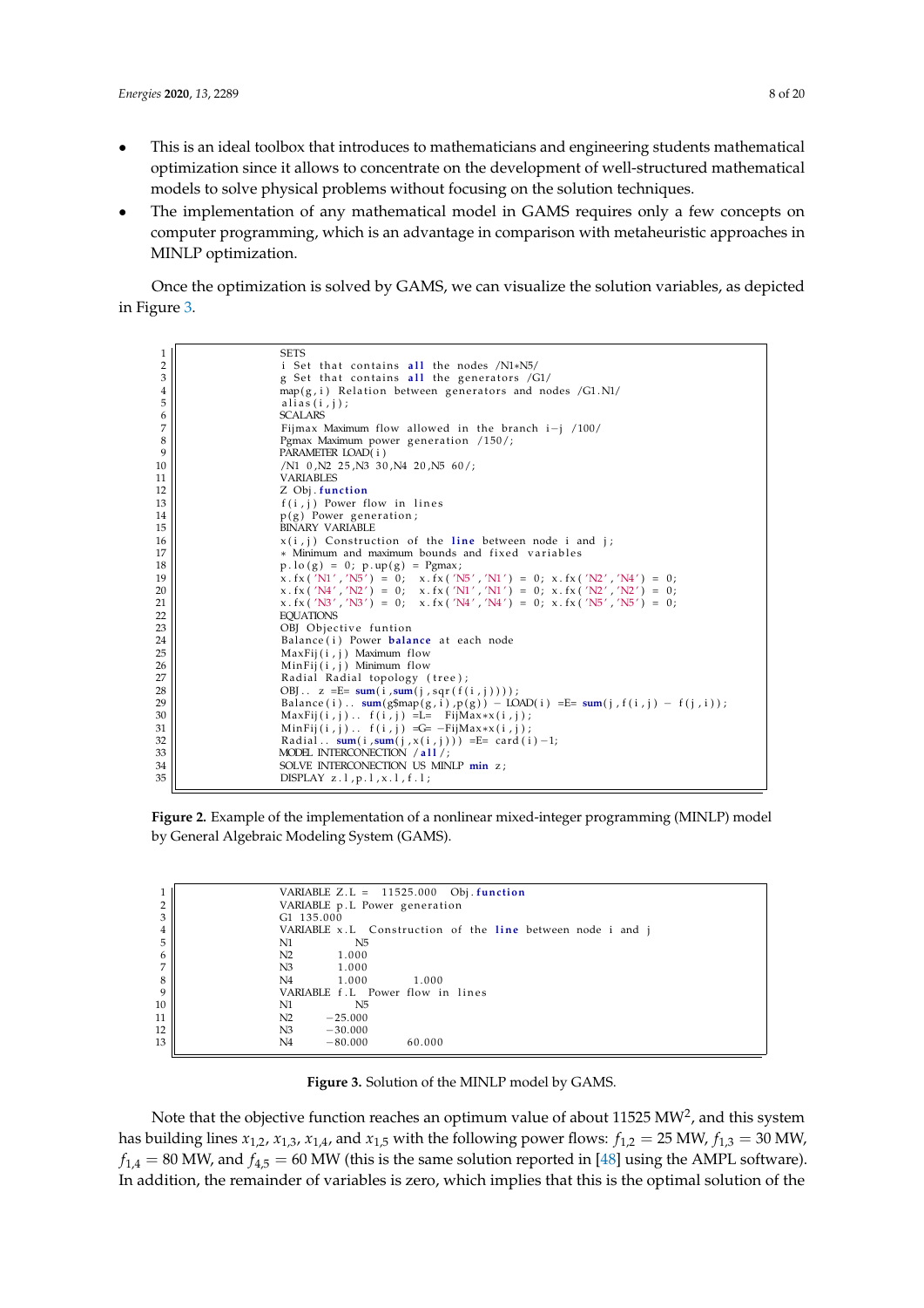- This is an ideal toolbox that introduces to mathematicians and engineering students mathematical optimization since it allows to concentrate on the development of well-structured mathematical models to solve physical problems without focusing on the solution techniques.
- The implementation of any mathematical model in GAMS requires only a few concepts on computer programming, which is an advantage in comparison with metaheuristic approaches in MINLP optimization.

Once the optimization is solved by GAMS, we can visualize the solution variables, as depicted in Figure 3.

```
1   SETS
2   i Set that contains all the nodes /N1*N5/
3   g Set that contains all the generators /G1/
4   map(g,i) Relation between generators and nodes /G1.N1/
5   alias(i,j);
6   SCALARS
7   Fijmax Maximum flow allowed in the branch i-j /100/
8   Pgmax Maximum power generation /150/;
9   PARAMETER LOAD(i)
10  /N1 0,N2 25,N3 30,N4 20,N5 60/;
11  VARIABLES
12  Z Obj.function
13  f(i,j) Power flow in lines
14  p(g) Power generation;
15  BINARY VARIABLE
16  x(i,j) Construction of the line between node i and j;
17  * Minimum and maximum bounds and fixed variables
18  p.lo(g) = 0; p.up(g) = Pgmax;
19  x.fx('N1','N5') = 0;  x.fx('N5','N1') = 0; x.fx('N2','N4') = 0;
20  x.fx('N4','N2') = 0;  x.fx('N1','N1') = 0; x.fx('N2','N2') = 0;
21  x.fx('N3','N3') = 0;  x.fx('N4','N4') = 0; x.fx('N5','N5') = 0;
22  EQUATIONS
23  OBJ Objective funtion
24  Balance(i) Power balance at each node
25  MaxFij(i,j) Maximum flow
26  MinFij(i,j) Minimum flow
27  Radial Radial topology (tree);
28  OBJ.. z =E= sum(i,sum(j,sqr(f(i,j))));
29  Balance(i).. sum(g$map(g,i),p(g)) - LOAD(i) =E= sum(j,f(i,j) - f(j,i));
30  MaxFij(i,j).. f(i,j) =L=  FijMax*x(i,j);
31  MinFij(i,j).. f(i,j) =G= -FijMax*x(i,j);
32  Radial.. sum(i,sum(j,x(i,j))) =E= card(i)-1;
33  MODEL INTERCONECTION /all/;
34  SOLVE INTERCONECTION US MINLP min z;
35  DISPLAY z.l,p.l,x.l,f.l;
```

**Figure 2.** Example of the implementation of a nonlinear mixed-integer programming (MINLP) model by General Algebraic Modeling System (GAMS).

```
1   VARIABLE Z.L =  11525.000  Obj.function
2   VARIABLE p.L Power generation
3   G1 135.000
4   VARIABLE x.L  Construction of the line between node i and j
5   N1            N5
6   N2        1.000
7   N3        1.000
8   N4        1.000        1.000
9   VARIABLE f.L  Power flow in lines
10  N1            N5
11  N2      -25.000
12  N3      -30.000
13  N4      -80.000       60.000
```

**Figure 3.** Solution of the MINLP model by GAMS.

Note that the objective function reaches an optimum value of about 11525 $MW^2$, and this system has building lines $x_{1,2}$, $x_{1,3}$, $x_{1,4}$, and $x_{1,5}$ with the following power flows: $f_{1,2} = 25$ MW, $f_{1,3} = 30$ MW, $f_{1,4} = 80$ MW, and $f_{4,5} = 60$ MW (this is the same solution reported in [48] using the AMPL software). In addition, the remainder of variables is zero, which implies that this is the optimal solution of the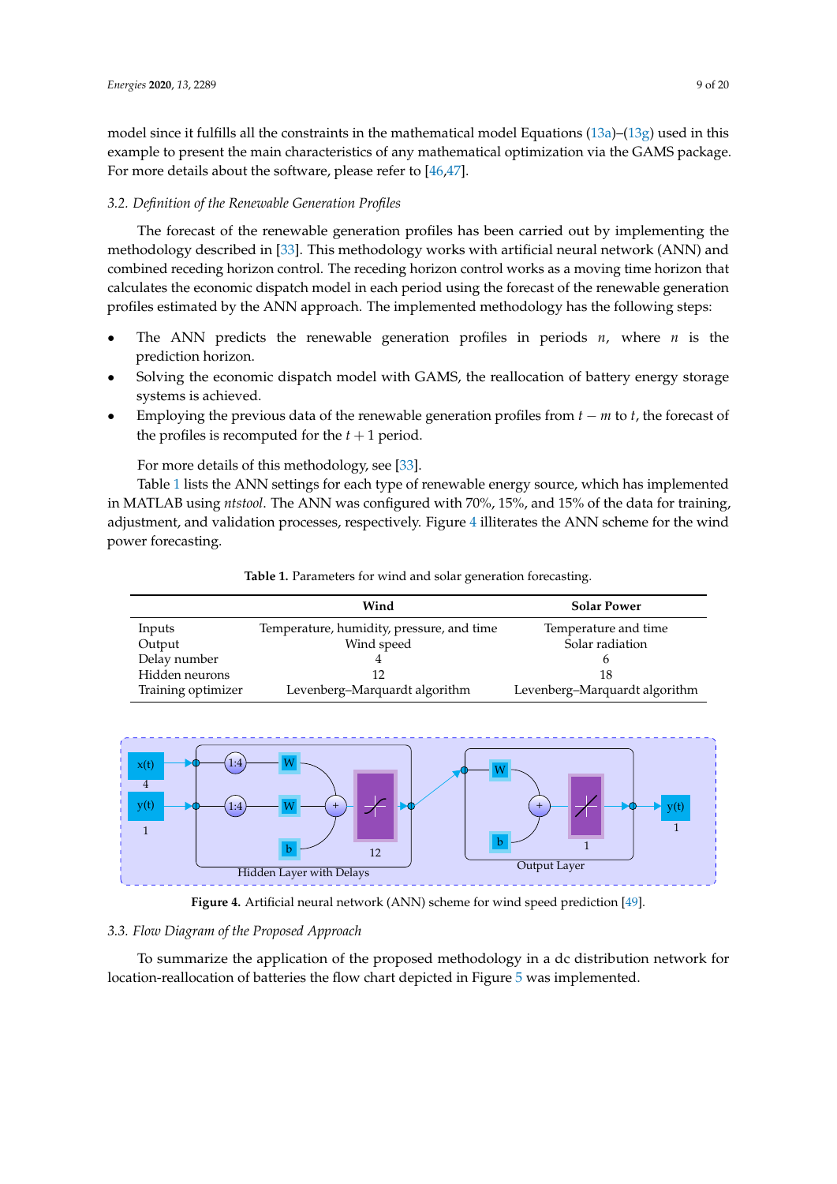model since it fulfills all the constraints in the mathematical model Equations (13a)–(13g) used in this example to present the main characteristics of any mathematical optimization via the GAMS package. For more details about the software, please refer to [46,47].

### 3.2. Definition of the Renewable Generation Profiles

The forecast of the renewable generation profiles has been carried out by implementing the methodology described in [33]. This methodology works with artificial neural network (ANN) and combined receding horizon control. The receding horizon control works as a moving time horizon that calculates the economic dispatch model in each period using the forecast of the renewable generation profiles estimated by the ANN approach. The implemented methodology has the following steps:

- The ANN predicts the renewable generation profiles in periods $n$, where $n$ is the prediction horizon.
- Solving the economic dispatch model with GAMS, the reallocation of battery energy storage systems is achieved.
- Employing the previous data of the renewable generation profiles from $t - m$ to $t$, the forecast of the profiles is recomputed for the $t + 1$ period.

For more details of this methodology, see [33].

Table 1 lists the ANN settings for each type of renewable energy source, which has implemented in MATLAB using *ntstool*. The ANN was configured with 70%, 15%, and 15% of the data for training, adjustment, and validation processes, respectively. Figure 4 illiterates the ANN scheme for the wind power forecasting.

**Table 1.** Parameters for wind and solar generation forecasting.

| | Wind | Solar Power |
|---|---|---|
| Inputs | Temperature, humidity, pressure, and time | Temperature and time |
| Output | Wind speed | Solar radiation |
| Delay number | 4 | 6 |
| Hidden neurons | 12 | 18 |
| Training optimizer | Levenberg–Marquardt algorithm | Levenberg–Marquardt algorithm |

**Figure 4.** Artificial neural network (ANN) scheme for wind speed prediction [49].

### 3.3. Flow Diagram of the Proposed Approach

To summarize the application of the proposed methodology in a dc distribution network for location-reallocation of batteries the flow chart depicted in Figure 5 was implemented.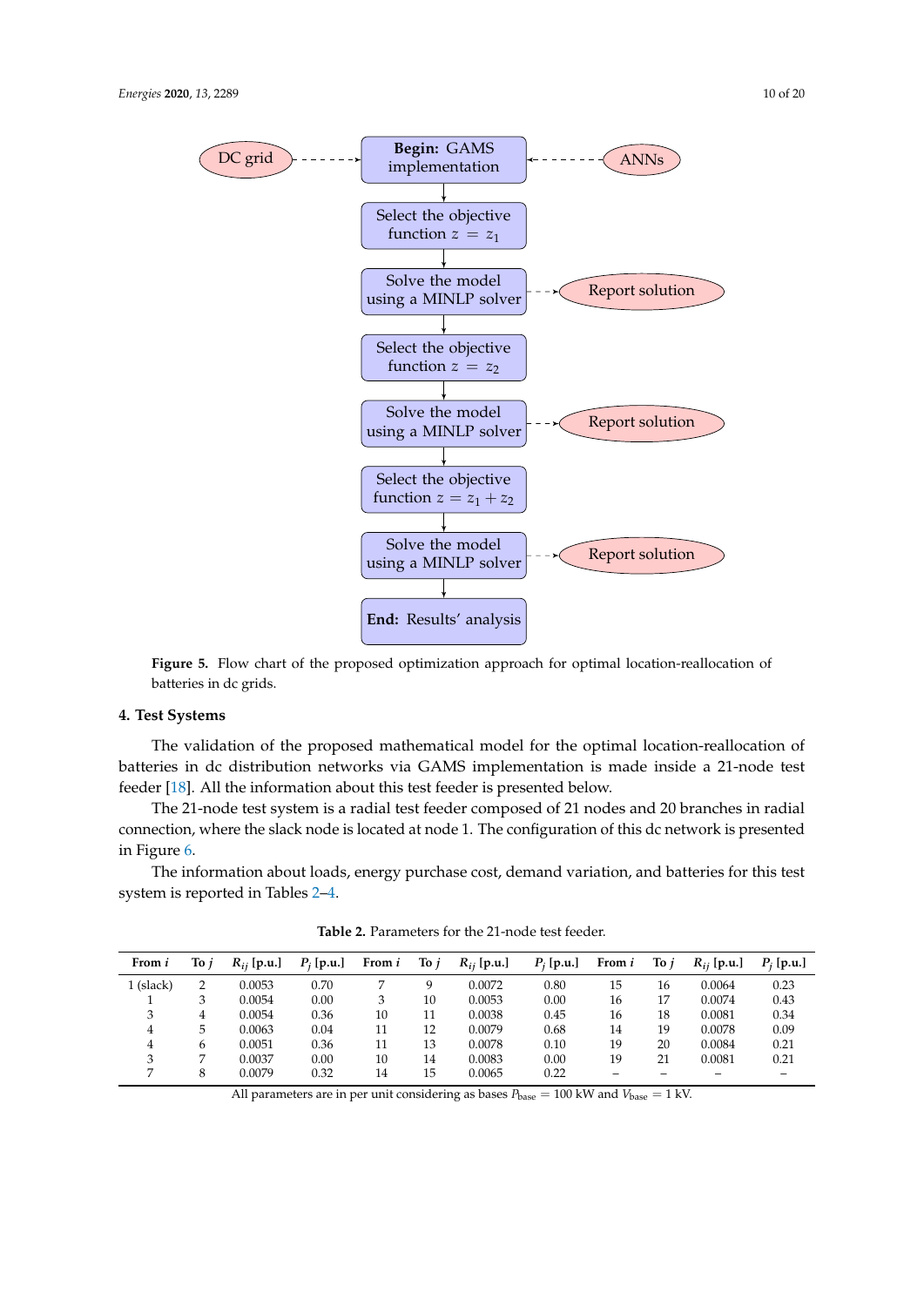**Figure 5.** Flow chart of the proposed optimization approach for optimal location-reallocation of batteries in dc grids.

## 4. Test Systems

The validation of the proposed mathematical model for the optimal location-reallocation of batteries in dc distribution networks via GAMS implementation is made inside a 21-node test feeder [18]. All the information about this test feeder is presented below.

The 21-node test system is a radial test feeder composed of 21 nodes and 20 branches in radial connection, where the slack node is located at node 1. The configuration of this dc network is presented in Figure 6.

The information about loads, energy purchase cost, demand variation, and batteries for this test system is reported in Tables 2–4.

**Table 2.** Parameters for the 21-node test feeder.

| From $i$ | To $j$ | $R_{ij}$ [p.u.] | $P_j$ [p.u.] | From $i$ | To $j$ | $R_{ij}$ [p.u.] | $P_j$ [p.u.] | From $i$ | To $j$ | $R_{ij}$ [p.u.] | $P_j$ [p.u.] |
|---|---|---|---|---|---|---|---|---|---|---|---|
| 1 (slack) | 2 | 0.0053 | 0.70 | 7 | 9 | 0.0072 | 0.80 | 15 | 16 | 0.0064 | 0.23 |
| 1 | 3 | 0.0054 | 0.00 | 3 | 10 | 0.0053 | 0.00 | 16 | 17 | 0.0074 | 0.43 |
| 3 | 4 | 0.0054 | 0.36 | 10 | 11 | 0.0038 | 0.45 | 16 | 18 | 0.0081 | 0.34 |
| 4 | 5 | 0.0063 | 0.04 | 11 | 12 | 0.0079 | 0.68 | 14 | 19 | 0.0078 | 0.09 |
| 4 | 6 | 0.0051 | 0.36 | 11 | 13 | 0.0078 | 0.10 | 19 | 20 | 0.0084 | 0.21 |
| 3 | 7 | 0.0037 | 0.00 | 10 | 14 | 0.0083 | 0.00 | 19 | 21 | 0.0081 | 0.21 |
| 7 | 8 | 0.0079 | 0.32 | 14 | 15 | 0.0065 | 0.22 | – | – | – | – |

All parameters are in per unit considering as bases $P_{\text{base}} = 100$ kW and $V_{\text{base}} = 1$ kV.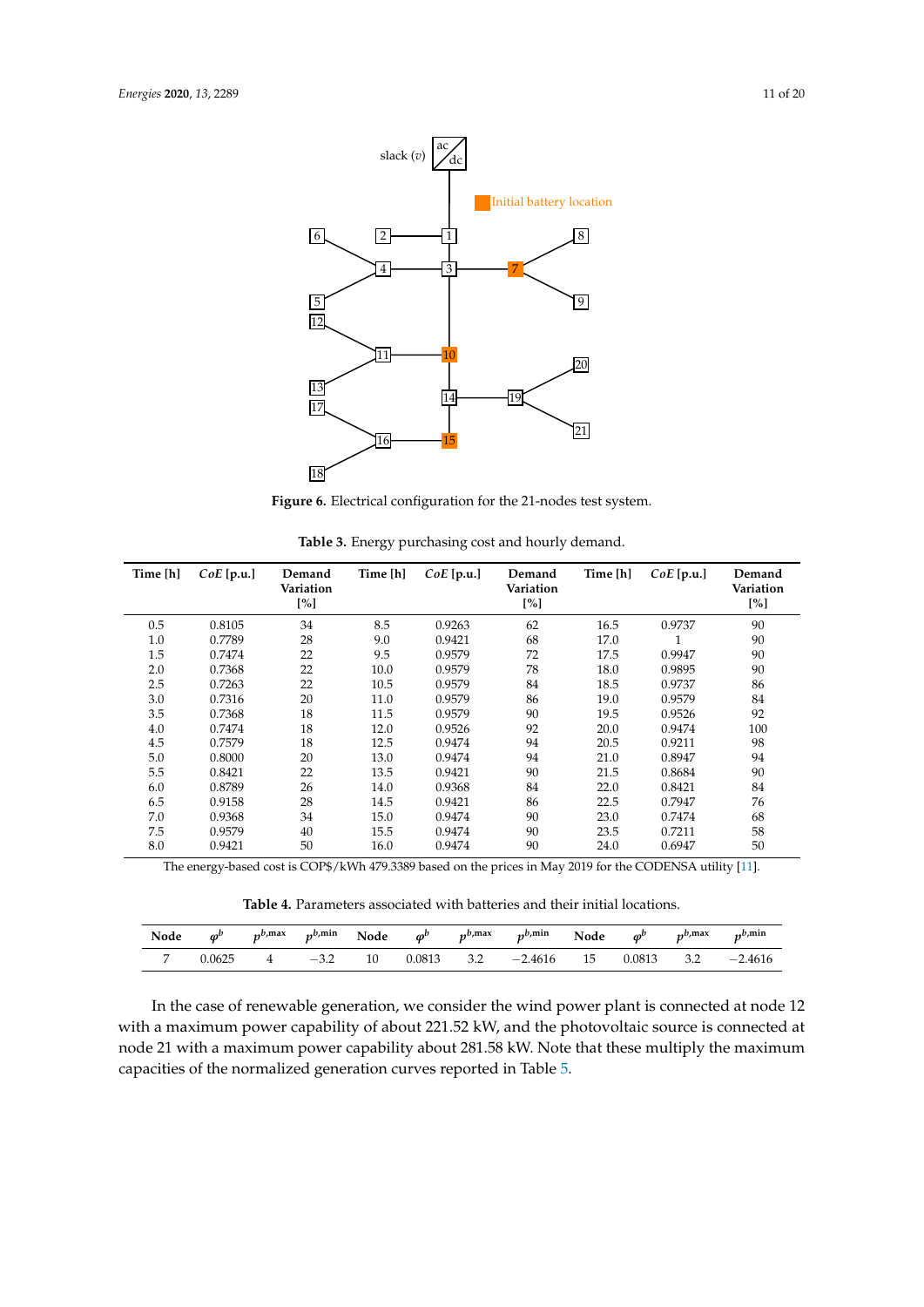slack ($v$) ac dc

Initial battery location

**Figure 6.** Electrical configuration for the 21-nodes test system.

**Table 3.** Energy purchasing cost and hourly demand.

| Time [h] | *CoE* [p.u.] | Demand Variation [%] | Time [h] | *CoE* [p.u.] | Demand Variation [%] | Time [h] | *CoE* [p.u.] | Demand Variation [%] |
|---|---|---|---|---|---|---|---|---|
| 0.5 | 0.8105 | 34 | 8.5 | 0.9263 | 62 | 16.5 | 0.9737 | 90 |
| 1.0 | 0.7789 | 28 | 9.0 | 0.9421 | 68 | 17.0 | 1 | 90 |
| 1.5 | 0.7474 | 22 | 9.5 | 0.9579 | 72 | 17.5 | 0.9947 | 90 |
| 2.0 | 0.7368 | 22 | 10.0 | 0.9579 | 78 | 18.0 | 0.9895 | 90 |
| 2.5 | 0.7263 | 22 | 10.5 | 0.9579 | 84 | 18.5 | 0.9737 | 86 |
| 3.0 | 0.7316 | 20 | 11.0 | 0.9579 | 86 | 19.0 | 0.9579 | 84 |
| 3.5 | 0.7368 | 18 | 11.5 | 0.9579 | 90 | 19.5 | 0.9526 | 92 |
| 4.0 | 0.7474 | 18 | 12.0 | 0.9526 | 92 | 20.0 | 0.9474 | 100 |
| 4.5 | 0.7579 | 18 | 12.5 | 0.9474 | 94 | 20.5 | 0.9211 | 98 |
| 5.0 | 0.8000 | 20 | 13.0 | 0.9474 | 94 | 21.0 | 0.8947 | 94 |
| 5.5 | 0.8421 | 22 | 13.5 | 0.9421 | 90 | 21.5 | 0.8684 | 90 |
| 6.0 | 0.8789 | 26 | 14.0 | 0.9368 | 84 | 22.0 | 0.8421 | 84 |
| 6.5 | 0.9158 | 28 | 14.5 | 0.9421 | 86 | 22.5 | 0.7947 | 76 |
| 7.0 | 0.9368 | 34 | 15.0 | 0.9474 | 90 | 23.0 | 0.7474 | 68 |
| 7.5 | 0.9579 | 40 | 15.5 | 0.9474 | 90 | 23.5 | 0.7211 | 58 |
| 8.0 | 0.9421 | 50 | 16.0 | 0.9474 | 90 | 24.0 | 0.6947 | 50 |

The energy-based cost is COP$/kWh 479.3389 based on the prices in May 2019 for the CODENSA utility [11].

**Table 4.** Parameters associated with batteries and their initial locations.

| Node | $\varphi^b$ | $p^{b,\max}$ | $p^{b,\min}$ | Node | $\varphi^b$ | $p^{b,\max}$ | $p^{b,\min}$ | Node | $\varphi^b$ | $p^{b,\max}$ | $p^{b,\min}$ |
|---|---|---|---|---|---|---|---|---|---|---|---|
| 7 | 0.0625 | 4 | −3.2 | 10 | 0.0813 | 3.2 | −2.4616 | 15 | 0.0813 | 3.2 | −2.4616 |

In the case of renewable generation, we consider the wind power plant is connected at node 12 with a maximum power capability of about 221.52 kW, and the photovoltaic source is connected at node 21 with a maximum power capability about 281.58 kW. Note that these multiply the maximum capacities of the normalized generation curves reported in Table 5.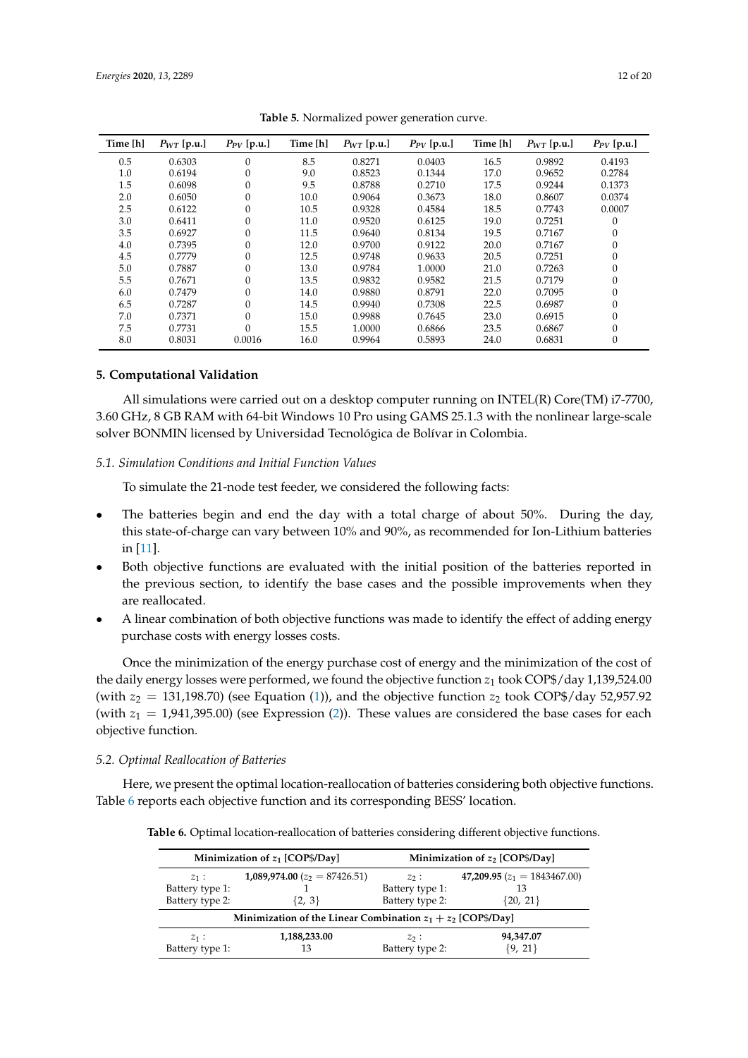**Table 5.** Normalized power generation curve.

| Time [h] | $P_{WT}$ [p.u.] | $P_{PV}$ [p.u.] | Time [h] | $P_{WT}$ [p.u.] | $P_{PV}$ [p.u.] | Time [h] | $P_{WT}$ [p.u.] | $P_{PV}$ [p.u.] |
|---|---|---|---|---|---|---|---|---|
| 0.5 | 0.6303 | 0 | 8.5 | 0.8271 | 0.0403 | 16.5 | 0.9892 | 0.4193 |
| 1.0 | 0.6194 | 0 | 9.0 | 0.8523 | 0.1344 | 17.0 | 0.9652 | 0.2784 |
| 1.5 | 0.6098 | 0 | 9.5 | 0.8788 | 0.2710 | 17.5 | 0.9244 | 0.1373 |
| 2.0 | 0.6050 | 0 | 10.0 | 0.9064 | 0.3673 | 18.0 | 0.8607 | 0.0374 |
| 2.5 | 0.6122 | 0 | 10.5 | 0.9328 | 0.4584 | 18.5 | 0.7743 | 0.0007 |
| 3.0 | 0.6411 | 0 | 11.0 | 0.9520 | 0.6125 | 19.0 | 0.7251 | 0 |
| 3.5 | 0.6927 | 0 | 11.5 | 0.9640 | 0.8134 | 19.5 | 0.7167 | 0 |
| 4.0 | 0.7395 | 0 | 12.0 | 0.9700 | 0.9122 | 20.0 | 0.7167 | 0 |
| 4.5 | 0.7779 | 0 | 12.5 | 0.9748 | 0.9633 | 20.5 | 0.7251 | 0 |
| 5.0 | 0.7887 | 0 | 13.0 | 0.9784 | 1.0000 | 21.0 | 0.7263 | 0 |
| 5.5 | 0.7671 | 0 | 13.5 | 0.9832 | 0.9582 | 21.5 | 0.7179 | 0 |
| 6.0 | 0.7479 | 0 | 14.0 | 0.9880 | 0.8791 | 22.0 | 0.7095 | 0 |
| 6.5 | 0.7287 | 0 | 14.5 | 0.9940 | 0.7308 | 22.5 | 0.6987 | 0 |
| 7.0 | 0.7371 | 0 | 15.0 | 0.9988 | 0.7645 | 23.0 | 0.6915 | 0 |
| 7.5 | 0.7731 | 0 | 15.5 | 1.0000 | 0.6866 | 23.5 | 0.6867 | 0 |
| 8.0 | 0.8031 | 0.0016 | 16.0 | 0.9964 | 0.5893 | 24.0 | 0.6831 | 0 |

## 5. Computational Validation

All simulations were carried out on a desktop computer running on INTEL(R) Core(TM) i7-7700, 3.60 GHz, 8 GB RAM with 64-bit Windows 10 Pro using GAMS 25.1.3 with the nonlinear large-scale solver BONMIN licensed by Universidad Tecnológica de Bolívar in Colombia.

### 5.1. Simulation Conditions and Initial Function Values

To simulate the 21-node test feeder, we considered the following facts:

- The batteries begin and end the day with a total charge of about 50%. During the day, this state-of-charge can vary between 10% and 90%, as recommended for Ion-Lithium batteries in [11].
- Both objective functions are evaluated with the initial position of the batteries reported in the previous section, to identify the base cases and the possible improvements when they are reallocated.
- A linear combination of both objective functions was made to identify the effect of adding energy purchase costs with energy losses costs.

Once the minimization of the energy purchase cost of energy and the minimization of the cost of the daily energy losses were performed, we found the objective function $z_1$ took COP\$/day 1,139,524.00 (with $z_2 = 131{,}198.70$) (see Equation (1)), and the objective function $z_2$ took COP\$/day 52,957.92 (with $z_1 = 1{,}941{,}395.00$) (see Expression (2)). These values are considered the base cases for each objective function.

### 5.2. Optimal Reallocation of Batteries

Here, we present the optimal location-reallocation of batteries considering both objective functions. Table 6 reports each objective function and its corresponding BESS' location.

**Table 6.** Optimal location-reallocation of batteries considering different objective functions.

| Minimization of $z_1$ [COP\$/Day] | | Minimization of $z_2$ [COP\$/Day] | |
|---|---|---|---|
| $z_1$ : | **1,089,974.00** ($z_2 = 87426.51$) | $z_2$ : | **47,209.95** ($z_1 = 1843467.00$) |
| Battery type 1: | 1 | Battery type 1: | 13 |
| Battery type 2: | {2, 3} | Battery type 2: | {20, 21} |
| **Minimization of the Linear Combination $z_1 + z_2$ [COP\$/Day]** | | | |
| $z_1$ : | **1,188,233.00** | $z_2$ : | **94,347.07** |
| Battery type 1: | 13 | Battery type 2: | {9, 21} |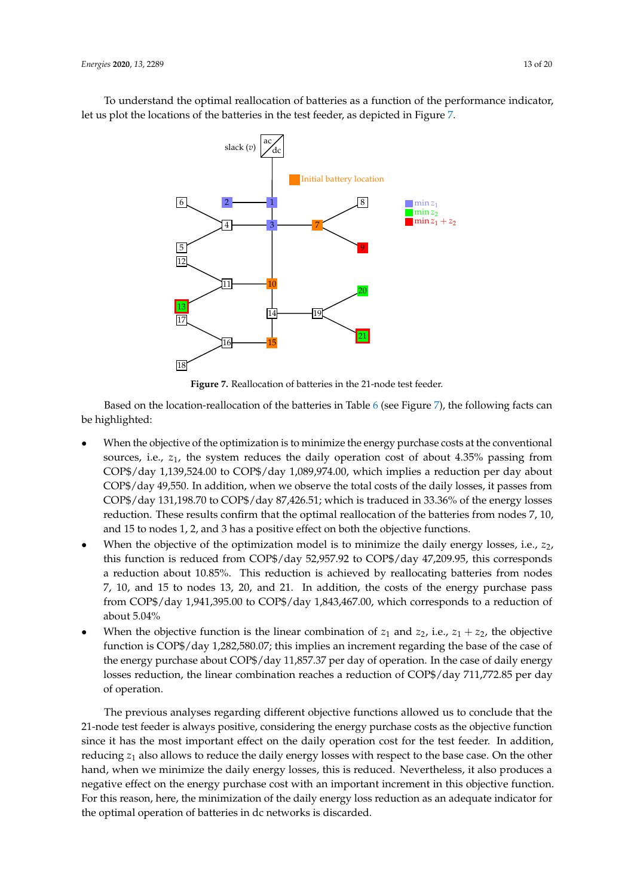To understand the optimal reallocation of batteries as a function of the performance indicator, let us plot the locations of the batteries in the test feeder, as depicted in Figure 7.

**Figure 7.** Reallocation of batteries in the 21-node test feeder.

Based on the location-reallocation of the batteries in Table 6 (see Figure 7), the following facts can be highlighted:

- When the objective of the optimization is to minimize the energy purchase costs at the conventional sources, i.e., $z_1$, the system reduces the daily operation cost of about 4.35% passing from COP$/day 1,139,524.00 to COP$/day 1,089,974.00, which implies a reduction per day about COP$/day 49,550. In addition, when we observe the total costs of the daily losses, it passes from COP$/day 131,198.70 to COP$/day 87,426.51; which is traduced in 33.36% of the energy losses reduction. These results confirm that the optimal reallocation of the batteries from nodes 7, 10, and 15 to nodes 1, 2, and 3 has a positive effect on both the objective functions.
- When the objective of the optimization model is to minimize the daily energy losses, i.e., $z_2$, this function is reduced from COP$/day 52,957.92 to COP$/day 47,209.95, this corresponds a reduction about 10.85%. This reduction is achieved by reallocating batteries from nodes 7, 10, and 15 to nodes 13, 20, and 21. In addition, the costs of the energy purchase pass from COP$/day 1,941,395.00 to COP$/day 1,843,467.00, which corresponds to a reduction of about 5.04%
- When the objective function is the linear combination of $z_1$ and $z_2$, i.e., $z_1 + z_2$, the objective function is COP$/day 1,282,580.07; this implies an increment regarding the base of the case of the energy purchase about COP$/day 11,857.37 per day of operation. In the case of daily energy losses reduction, the linear combination reaches a reduction of COP$/day 711,772.85 per day of operation.

The previous analyses regarding different objective functions allowed us to conclude that the 21-node test feeder is always positive, considering the energy purchase costs as the objective function since it has the most important effect on the daily operation cost for the test feeder. In addition, reducing $z_1$ also allows to reduce the daily energy losses with respect to the base case. On the other hand, when we minimize the daily energy losses, this is reduced. Nevertheless, it also produces a negative effect on the energy purchase cost with an important increment in this objective function. For this reason, here, the minimization of the daily energy loss reduction as an adequate indicator for the optimal operation of batteries in dc networks is discarded.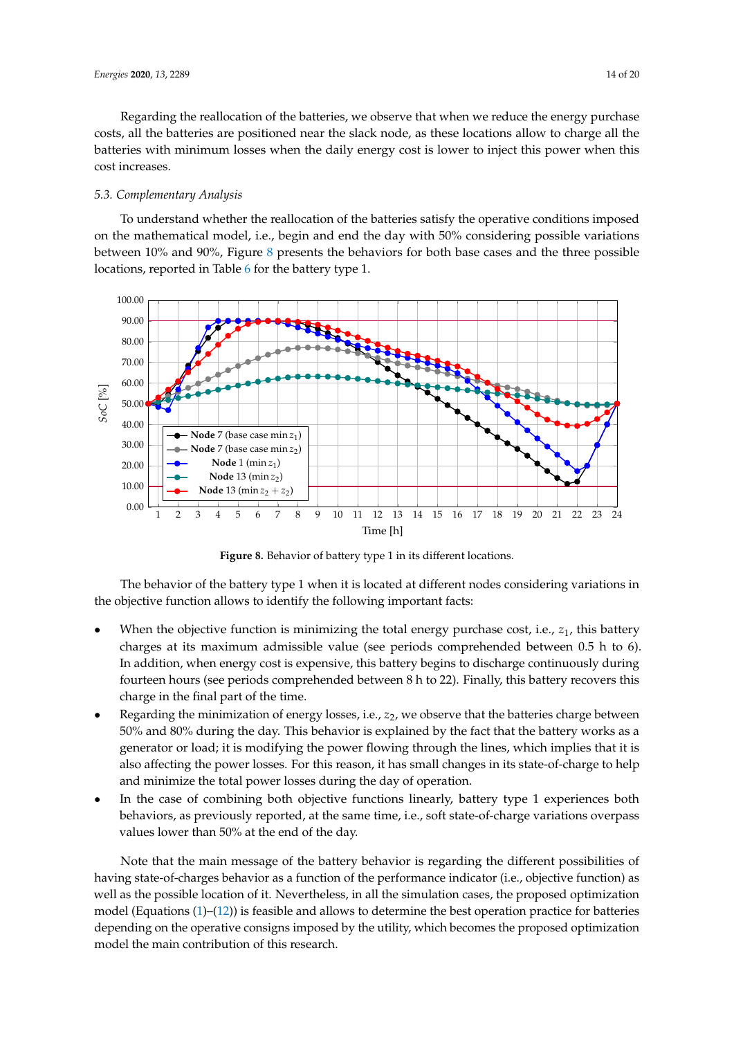Regarding the reallocation of the batteries, we observe that when we reduce the energy purchase costs, all the batteries are positioned near the slack node, as these locations allow to charge all the batteries with minimum losses when the daily energy cost is lower to inject this power when this cost increases.

### 5.3. Complementary Analysis

To understand whether the reallocation of the batteries satisfy the operative conditions imposed on the mathematical model, i.e., begin and end the day with 50% considering possible variations between 10% and 90%, Figure 8 presents the behaviors for both base cases and the three possible locations, reported in Table 6 for the battery type 1.

**Figure 8.** Behavior of battery type 1 in its different locations.

The behavior of the battery type 1 when it is located at different nodes considering variations in the objective function allows to identify the following important facts:

- When the objective function is minimizing the total energy purchase cost, i.e., $z_1$, this battery charges at its maximum admissible value (see periods comprehended between 0.5 h to 6). In addition, when energy cost is expensive, this battery begins to discharge continuously during fourteen hours (see periods comprehended between 8 h to 22). Finally, this battery recovers this charge in the final part of the time.
- Regarding the minimization of energy losses, i.e., $z_2$, we observe that the batteries charge between 50% and 80% during the day. This behavior is explained by the fact that the battery works as a generator or load; it is modifying the power flowing through the lines, which implies that it is also affecting the power losses. For this reason, it has small changes in its state-of-charge to help and minimize the total power losses during the day of operation.
- In the case of combining both objective functions linearly, battery type 1 experiences both behaviors, as previously reported, at the same time, i.e., soft state-of-charge variations overpass values lower than 50% at the end of the day.

Note that the main message of the battery behavior is regarding the different possibilities of having state-of-charges behavior as a function of the performance indicator (i.e., objective function) as well as the possible location of it. Nevertheless, in all the simulation cases, the proposed optimization model (Equations (1)–(12)) is feasible and allows to determine the best operation practice for batteries depending on the operative consigns imposed by the utility, which becomes the proposed optimization model the main contribution of this research.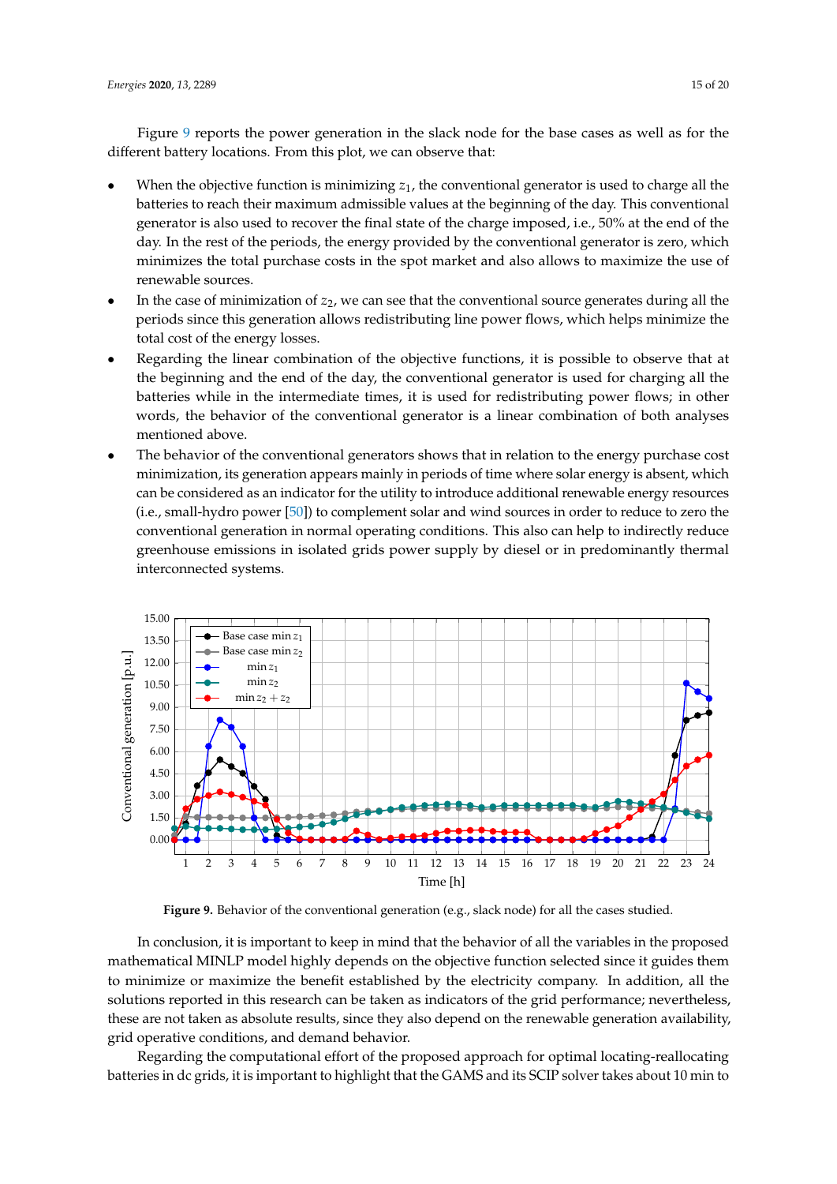Figure 9 reports the power generation in the slack node for the base cases as well as for the different battery locations. From this plot, we can observe that:

- When the objective function is minimizing $z_1$, the conventional generator is used to charge all the batteries to reach their maximum admissible values at the beginning of the day. This conventional generator is also used to recover the final state of the charge imposed, i.e., 50% at the end of the day. In the rest of the periods, the energy provided by the conventional generator is zero, which minimizes the total purchase costs in the spot market and also allows to maximize the use of renewable sources.
- In the case of minimization of $z_2$, we can see that the conventional source generates during all the periods since this generation allows redistributing line power flows, which helps minimize the total cost of the energy losses.
- Regarding the linear combination of the objective functions, it is possible to observe that at the beginning and the end of the day, the conventional generator is used for charging all the batteries while in the intermediate times, it is used for redistributing power flows; in other words, the behavior of the conventional generator is a linear combination of both analyses mentioned above.
- The behavior of the conventional generators shows that in relation to the energy purchase cost minimization, its generation appears mainly in periods of time where solar energy is absent, which can be considered as an indicator for the utility to introduce additional renewable energy resources (i.e., small-hydro power [50]) to complement solar and wind sources in order to reduce to zero the conventional generation in normal operating conditions. This also can help to indirectly reduce greenhouse emissions in isolated grids power supply by diesel or in predominantly thermal interconnected systems.

**Figure 9.** Behavior of the conventional generation (e.g., slack node) for all the cases studied.

In conclusion, it is important to keep in mind that the behavior of all the variables in the proposed mathematical MINLP model highly depends on the objective function selected since it guides them to minimize or maximize the benefit established by the electricity company. In addition, all the solutions reported in this research can be taken as indicators of the grid performance; nevertheless, these are not taken as absolute results, since they also depend on the renewable generation availability, grid operative conditions, and demand behavior.

Regarding the computational effort of the proposed approach for optimal locating-reallocating batteries in dc grids, it is important to highlight that the GAMS and its SCIP solver takes about 10 min to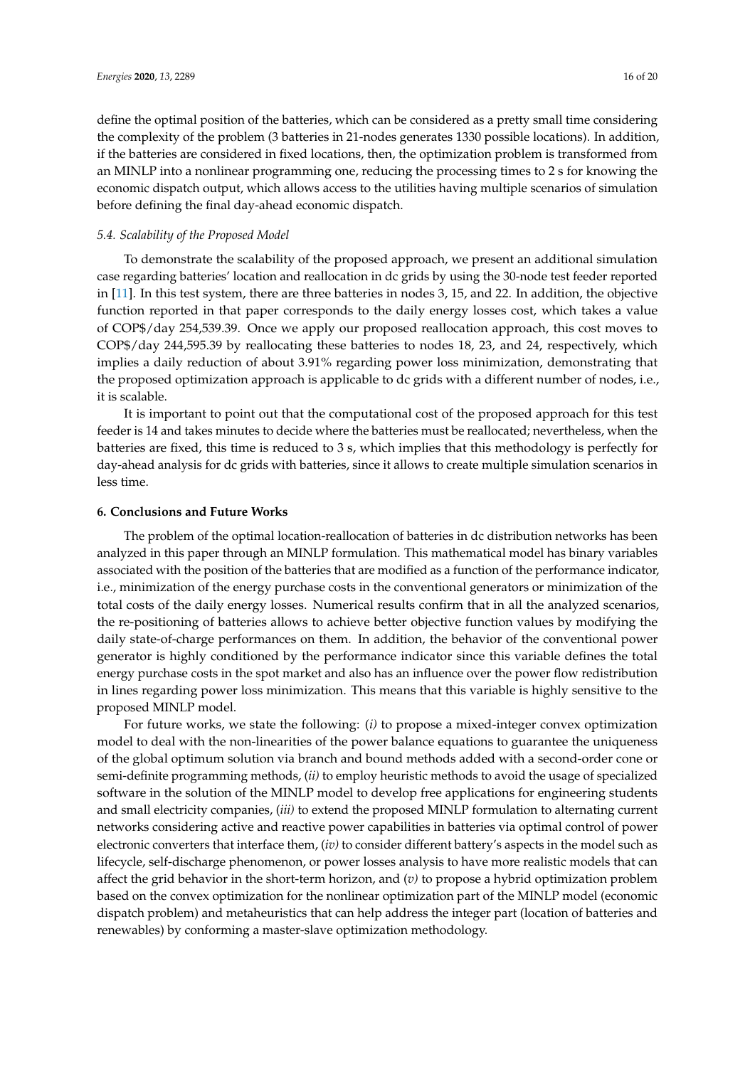define the optimal position of the batteries, which can be considered as a pretty small time considering the complexity of the problem (3 batteries in 21-nodes generates 1330 possible locations). In addition, if the batteries are considered in fixed locations, then, the optimization problem is transformed from an MINLP into a nonlinear programming one, reducing the processing times to 2 s for knowing the economic dispatch output, which allows access to the utilities having multiple scenarios of simulation before defining the final day-ahead economic dispatch.

### *5.4. Scalability of the Proposed Model*

To demonstrate the scalability of the proposed approach, we present an additional simulation case regarding batteries' location and reallocation in dc grids by using the 30-node test feeder reported in [11]. In this test system, there are three batteries in nodes 3, 15, and 22. In addition, the objective function reported in that paper corresponds to the daily energy losses cost, which takes a value of COP$/day 254,539.39. Once we apply our proposed reallocation approach, this cost moves to COP$/day 244,595.39 by reallocating these batteries to nodes 18, 23, and 24, respectively, which implies a daily reduction of about 3.91% regarding power loss minimization, demonstrating that the proposed optimization approach is applicable to dc grids with a different number of nodes, i.e., it is scalable.

It is important to point out that the computational cost of the proposed approach for this test feeder is 14 and takes minutes to decide where the batteries must be reallocated; nevertheless, when the batteries are fixed, this time is reduced to 3 s, which implies that this methodology is perfectly for day-ahead analysis for dc grids with batteries, since it allows to create multiple simulation scenarios in less time.

## **6. Conclusions and Future Works**

The problem of the optimal location-reallocation of batteries in dc distribution networks has been analyzed in this paper through an MINLP formulation. This mathematical model has binary variables associated with the position of the batteries that are modified as a function of the performance indicator, i.e., minimization of the energy purchase costs in the conventional generators or minimization of the total costs of the daily energy losses. Numerical results confirm that in all the analyzed scenarios, the re-positioning of batteries allows to achieve better objective function values by modifying the daily state-of-charge performances on them. In addition, the behavior of the conventional power generator is highly conditioned by the performance indicator since this variable defines the total energy purchase costs in the spot market and also has an influence over the power flow redistribution in lines regarding power loss minimization. This means that this variable is highly sensitive to the proposed MINLP model.

For future works, we state the following: (*i*) to propose a mixed-integer convex optimization model to deal with the non-linearities of the power balance equations to guarantee the uniqueness of the global optimum solution via branch and bound methods added with a second-order cone or semi-definite programming methods, (*ii*) to employ heuristic methods to avoid the usage of specialized software in the solution of the MINLP model to develop free applications for engineering students and small electricity companies, (*iii*) to extend the proposed MINLP formulation to alternating current networks considering active and reactive power capabilities in batteries via optimal control of power electronic converters that interface them, (*iv*) to consider different battery's aspects in the model such as lifecycle, self-discharge phenomenon, or power losses analysis to have more realistic models that can affect the grid behavior in the short-term horizon, and (*v*) to propose a hybrid optimization problem based on the convex optimization for the nonlinear optimization part of the MINLP model (economic dispatch problem) and metaheuristics that can help address the integer part (location of batteries and renewables) by conforming a master-slave optimization methodology.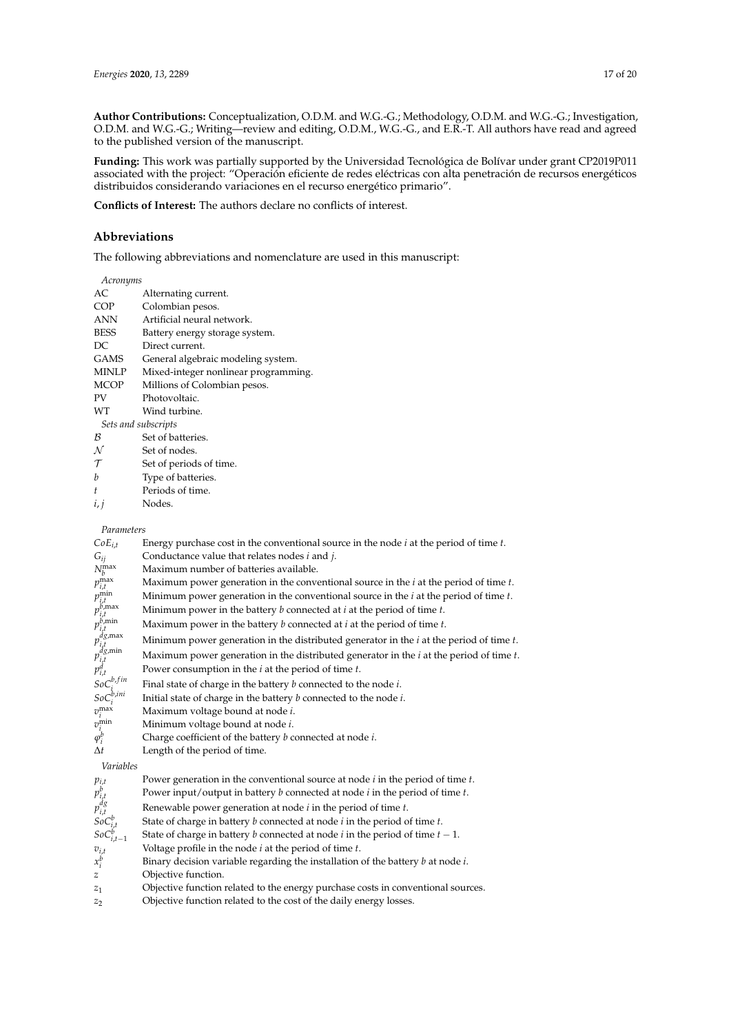**Author Contributions:** Conceptualization, O.D.M. and W.G.-G.; Methodology, O.D.M. and W.G.-G.; Investigation, O.D.M. and W.G.-G.; Writing—review and editing, O.D.M., W.G.-G., and E.R.-T. All authors have read and agreed to the published version of the manuscript.

**Funding:** This work was partially supported by the Universidad Tecnológica de Bolívar under grant CP2019P011 associated with the project: "Operación eficiente de redes eléctricas con alta penetración de recursos energéticos distribuidos considerando variaciones en el recurso energético primario".

**Conflicts of Interest:** The authors declare no conflicts of interest.

## Abbreviations

The following abbreviations and nomenclature are used in this manuscript:

*Acronyms*

| | |
|---|---|
| AC | Alternating current. |
| COP | Colombian pesos. |
| ANN | Artificial neural network. |
| BESS | Battery energy storage system. |
| DC | Direct current. |
| GAMS | General algebraic modeling system. |
| MINLP | Mixed-integer nonlinear programming. |
| MCOP | Millions of Colombian pesos. |
| PV | Photovoltaic. |
| WT | Wind turbine. |

*Sets and subscripts*

| | |
|---|---|
| $\mathcal{B}$ | Set of batteries. |
| $\mathcal{N}$ | Set of nodes. |
| $\mathcal{T}$ | Set of periods of time. |
| $b$ | Type of batteries. |
| $t$ | Periods of time. |
| $i, j$ | Nodes. |

*Parameters*

| | |
|---|---|
| $CoE_{i,t}$ | Energy purchase cost in the conventional source in the node $i$ at the period of time $t$. |
| $G_{ij}$ | Conductance value that relates nodes $i$ and $j$. |
| $N_b^{\max}$ | Maximum number of batteries available. |
| $p_{i,t}^{\max}$ | Maximum power generation in the conventional source in the $i$ at the period of time $t$. |
| $p_{i,t}^{\min}$ | Minimum power generation in the conventional source in the $i$ at the period of time $t$. |
| $p_{i,t}^{b,\max}$ | Minimum power in the battery $b$ connected at $i$ at the period of time $t$. |
| $p_{i,t}^{b,\min}$ | Maximum power in the battery $b$ connected at $i$ at the period of time $t$. |
| $p_{i,t}^{dg,\max}$ | Minimum power generation in the distributed generator in the $i$ at the period of time $t$. |
| $p_{i,t}^{dg,\min}$ | Maximum power generation in the distributed generator in the $i$ at the period of time $t$. |
| $p_{i,t}^{d}$ | Power consumption in the $i$ at the period of time $t$. |
| $SoC_i^{b,fin}$ | Final state of charge in the battery $b$ connected to the node $i$. |
| $SoC_i^{b,ini}$ | Initial state of charge in the battery $b$ connected to the node $i$. |
| $v_i^{\max}$ | Maximum voltage bound at node $i$. |
| $v_i^{\min}$ | Minimum voltage bound at node $i$. |
| $\varphi_i^b$ | Charge coefficient of the battery $b$ connected at node $i$. |
| $\Delta t$ | Length of the period of time. |

*Variables*

| | |
|---|---|
| $p_{i,t}$ | Power generation in the conventional source at node $i$ in the period of time $t$. |
| $p_{i,t}^{b}$ | Power input/output in battery $b$ connected at node $i$ in the period of time $t$. |
| $p_{i,t}^{dg}$ | Renewable power generation at node $i$ in the period of time $t$. |
| $SoC_{i,t}^{b}$ | State of charge in battery $b$ connected at node $i$ in the period of time $t$. |
| $SoC_{i,t-1}^{b}$ | State of charge in battery $b$ connected at node $i$ in the period of time $t-1$. |
| $v_{i,t}$ | Voltage profile in the node $i$ at the period of time $t$. |
| $x_i^b$ | Binary decision variable regarding the installation of the battery $b$ at node $i$. |
| $z$ | Objective function. |
| $z_1$ | Objective function related to the energy purchase costs in conventional sources. |
| $z_2$ | Objective function related to the cost of the daily energy losses. |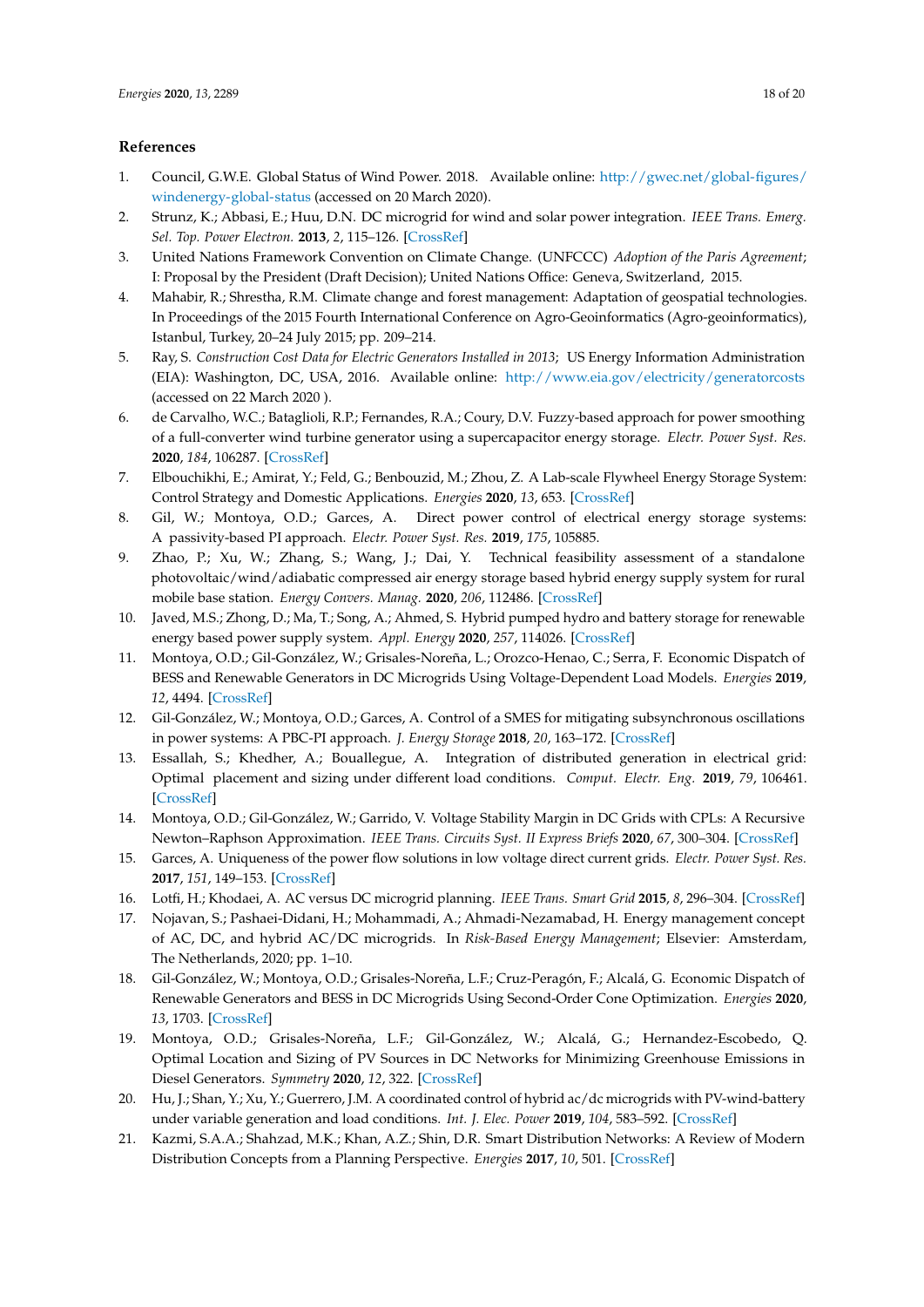## References

1. Council, G.W.E. Global Status of Wind Power. 2018. Available online: http://gwec.net/global-figures/windenergy-global-status (accessed on 20 March 2020).
2. Strunz, K.; Abbasi, E.; Huu, D.N. DC microgrid for wind and solar power integration. *IEEE Trans. Emerg. Sel. Top. Power Electron.* **2013**, *2*, 115–126. [CrossRef]
3. United Nations Framework Convention on Climate Change. (UNFCCC) *Adoption of the Paris Agreement*; I: Proposal by the President (Draft Decision); United Nations Office: Geneva, Switzerland, 2015.
4. Mahabir, R.; Shrestha, R.M. Climate change and forest management: Adaptation of geospatial technologies. In Proceedings of the 2015 Fourth International Conference on Agro-Geoinformatics (Agro-geoinformatics), Istanbul, Turkey, 20–24 July 2015; pp. 209–214.
5. Ray, S. *Construction Cost Data for Electric Generators Installed in 2013*; US Energy Information Administration (EIA): Washington, DC, USA, 2016. Available online: http://www.eia.gov/electricity/generatorcosts (accessed on 22 March 2020 ).
6. de Carvalho, W.C.; Bataglioli, R.P.; Fernandes, R.A.; Coury, D.V. Fuzzy-based approach for power smoothing of a full-converter wind turbine generator using a supercapacitor energy storage. *Electr. Power Syst. Res.* **2020**, *184*, 106287. [CrossRef]
7. Elbouchikhi, E.; Amirat, Y.; Feld, G.; Benbouzid, M.; Zhou, Z. A Lab-scale Flywheel Energy Storage System: Control Strategy and Domestic Applications. *Energies* **2020**, *13*, 653. [CrossRef]
8. Gil, W.; Montoya, O.D.; Garces, A. Direct power control of electrical energy storage systems: A passivity-based PI approach. *Electr. Power Syst. Res.* **2019**, *175*, 105885.
9. Zhao, P.; Xu, W.; Zhang, S.; Wang, J.; Dai, Y. Technical feasibility assessment of a standalone photovoltaic/wind/adiabatic compressed air energy storage based hybrid energy supply system for rural mobile base station. *Energy Convers. Manag.* **2020**, *206*, 112486. [CrossRef]
10. Javed, M.S.; Zhong, D.; Ma, T.; Song, A.; Ahmed, S. Hybrid pumped hydro and battery storage for renewable energy based power supply system. *Appl. Energy* **2020**, *257*, 114026. [CrossRef]
11. Montoya, O.D.; Gil-González, W.; Grisales-Noreña, L.; Orozco-Henao, C.; Serra, F. Economic Dispatch of BESS and Renewable Generators in DC Microgrids Using Voltage-Dependent Load Models. *Energies* **2019**, *12*, 4494. [CrossRef]
12. Gil-González, W.; Montoya, O.D.; Garces, A. Control of a SMES for mitigating subsynchronous oscillations in power systems: A PBC-PI approach. *J. Energy Storage* **2018**, *20*, 163–172. [CrossRef]
13. Essallah, S.; Khedher, A.; Bouallegue, A. Integration of distributed generation in electrical grid: Optimal placement and sizing under different load conditions. *Comput. Electr. Eng.* **2019**, *79*, 106461. [CrossRef]
14. Montoya, O.D.; Gil-González, W.; Garrido, V. Voltage Stability Margin in DC Grids with CPLs: A Recursive Newton–Raphson Approximation. *IEEE Trans. Circuits Syst. II Express Briefs* **2020**, *67*, 300–304. [CrossRef]
15. Garces, A. Uniqueness of the power flow solutions in low voltage direct current grids. *Electr. Power Syst. Res.* **2017**, *151*, 149–153. [CrossRef]
16. Lotfi, H.; Khodaei, A. AC versus DC microgrid planning. *IEEE Trans. Smart Grid* **2015**, *8*, 296–304. [CrossRef]
17. Nojavan, S.; Pashaei-Didani, H.; Mohammadi, A.; Ahmadi-Nezamabad, H. Energy management concept of AC, DC, and hybrid AC/DC microgrids. In *Risk-Based Energy Management*; Elsevier: Amsterdam, The Netherlands, 2020; pp. 1–10.
18. Gil-González, W.; Montoya, O.D.; Grisales-Noreña, L.F.; Cruz-Peragón, F.; Alcalá, G. Economic Dispatch of Renewable Generators and BESS in DC Microgrids Using Second-Order Cone Optimization. *Energies* **2020**, *13*, 1703. [CrossRef]
19. Montoya, O.D.; Grisales-Noreña, L.F.; Gil-González, W.; Alcalá, G.; Hernandez-Escobedo, Q. Optimal Location and Sizing of PV Sources in DC Networks for Minimizing Greenhouse Emissions in Diesel Generators. *Symmetry* **2020**, *12*, 322. [CrossRef]
20. Hu, J.; Shan, Y.; Xu, Y.; Guerrero, J.M. A coordinated control of hybrid ac/dc microgrids with PV-wind-battery under variable generation and load conditions. *Int. J. Elec. Power* **2019**, *104*, 583–592. [CrossRef]
21. Kazmi, S.A.A.; Shahzad, M.K.; Khan, A.Z.; Shin, D.R. Smart Distribution Networks: A Review of Modern Distribution Concepts from a Planning Perspective. *Energies* **2017**, *10*, 501. [CrossRef]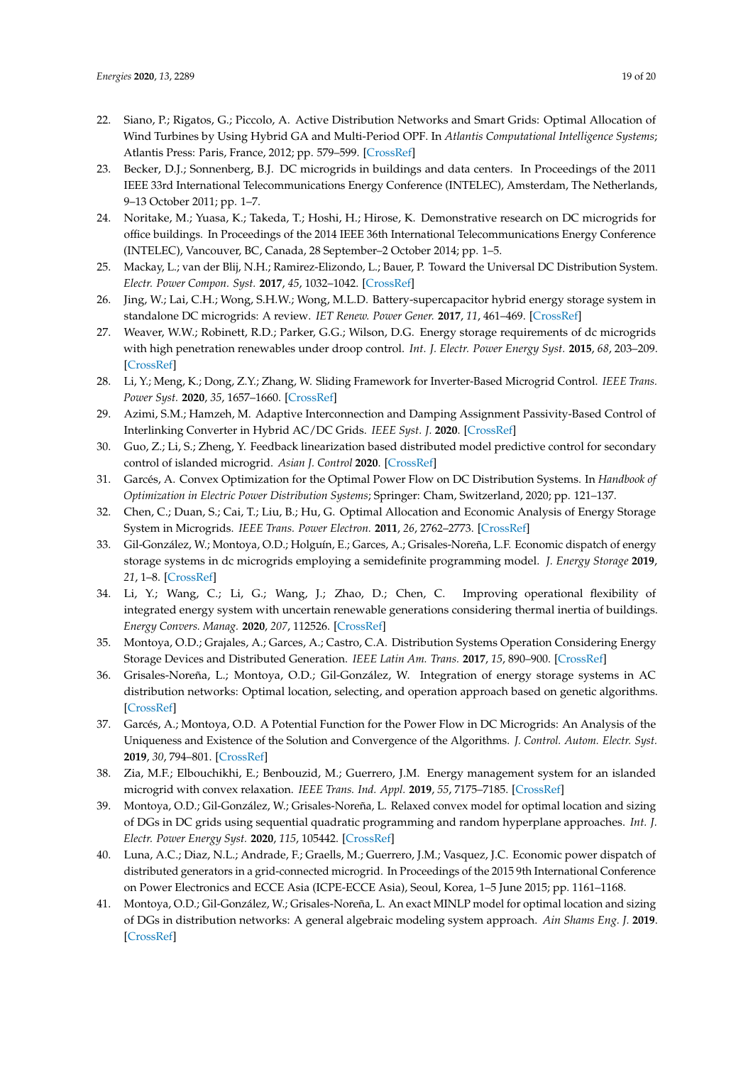22. Siano, P.; Rigatos, G.; Piccolo, A. Active Distribution Networks and Smart Grids: Optimal Allocation of Wind Turbines by Using Hybrid GA and Multi-Period OPF. In *Atlantis Computational Intelligence Systems*; Atlantis Press: Paris, France, 2012; pp. 579–599. [CrossRef]
23. Becker, D.J.; Sonnenberg, B.J. DC microgrids in buildings and data centers. In Proceedings of the 2011 IEEE 33rd International Telecommunications Energy Conference (INTELEC), Amsterdam, The Netherlands, 9–13 October 2011; pp. 1–7.
24. Noritake, M.; Yuasa, K.; Takeda, T.; Hoshi, H.; Hirose, K. Demonstrative research on DC microgrids for office buildings. In Proceedings of the 2014 IEEE 36th International Telecommunications Energy Conference (INTELEC), Vancouver, BC, Canada, 28 September–2 October 2014; pp. 1–5.
25. Mackay, L.; van der Blij, N.H.; Ramirez-Elizondo, L.; Bauer, P. Toward the Universal DC Distribution System. *Electr. Power Compon. Syst.* **2017**, *45*, 1032–1042. [CrossRef]
26. Jing, W.; Lai, C.H.; Wong, S.H.W.; Wong, M.L.D. Battery-supercapacitor hybrid energy storage system in standalone DC microgrids: A review. *IET Renew. Power Gener.* **2017**, *11*, 461–469. [CrossRef]
27. Weaver, W.W.; Robinett, R.D.; Parker, G.G.; Wilson, D.G. Energy storage requirements of dc microgrids with high penetration renewables under droop control. *Int. J. Electr. Power Energy Syst.* **2015**, *68*, 203–209. [CrossRef]
28. Li, Y.; Meng, K.; Dong, Z.Y.; Zhang, W. Sliding Framework for Inverter-Based Microgrid Control. *IEEE Trans. Power Syst.* **2020**, *35*, 1657–1660. [CrossRef]
29. Azimi, S.M.; Hamzeh, M. Adaptive Interconnection and Damping Assignment Passivity-Based Control of Interlinking Converter in Hybrid AC/DC Grids. *IEEE Syst. J.* **2020**. [CrossRef]
30. Guo, Z.; Li, S.; Zheng, Y. Feedback linearization based distributed model predictive control for secondary control of islanded microgrid. *Asian J. Control* **2020**. [CrossRef]
31. Garcés, A. Convex Optimization for the Optimal Power Flow on DC Distribution Systems. In *Handbook of Optimization in Electric Power Distribution Systems*; Springer: Cham, Switzerland, 2020; pp. 121–137.
32. Chen, C.; Duan, S.; Cai, T.; Liu, B.; Hu, G. Optimal Allocation and Economic Analysis of Energy Storage System in Microgrids. *IEEE Trans. Power Electron.* **2011**, *26*, 2762–2773. [CrossRef]
33. Gil-González, W.; Montoya, O.D.; Holguín, E.; Garces, A.; Grisales-Noreña, L.F. Economic dispatch of energy storage systems in dc microgrids employing a semidefinite programming model. *J. Energy Storage* **2019**, *21*, 1–8. [CrossRef]
34. Li, Y.; Wang, C.; Li, G.; Wang, J.; Zhao, D.; Chen, C. Improving operational flexibility of integrated energy system with uncertain renewable generations considering thermal inertia of buildings. *Energy Convers. Manag.* **2020**, *207*, 112526. [CrossRef]
35. Montoya, O.D.; Grajales, A.; Garces, A.; Castro, C.A. Distribution Systems Operation Considering Energy Storage Devices and Distributed Generation. *IEEE Latin Am. Trans.* **2017**, *15*, 890–900. [CrossRef]
36. Grisales-Noreña, L.; Montoya, O.D.; Gil-González, W. Integration of energy storage systems in AC distribution networks: Optimal location, selecting, and operation approach based on genetic algorithms. [CrossRef]
37. Garcés, A.; Montoya, O.D. A Potential Function for the Power Flow in DC Microgrids: An Analysis of the Uniqueness and Existence of the Solution and Convergence of the Algorithms. *J. Control. Autom. Electr. Syst.* **2019**, *30*, 794–801. [CrossRef]
38. Zia, M.F.; Elbouchikhi, E.; Benbouzid, M.; Guerrero, J.M. Energy management system for an islanded microgrid with convex relaxation. *IEEE Trans. Ind. Appl.* **2019**, *55*, 7175–7185. [CrossRef]
39. Montoya, O.D.; Gil-González, W.; Grisales-Noreña, L. Relaxed convex model for optimal location and sizing of DGs in DC grids using sequential quadratic programming and random hyperplane approaches. *Int. J. Electr. Power Energy Syst.* **2020**, *115*, 105442. [CrossRef]
40. Luna, A.C.; Diaz, N.L.; Andrade, F.; Graells, M.; Guerrero, J.M.; Vasquez, J.C. Economic power dispatch of distributed generators in a grid-connected microgrid. In Proceedings of the 2015 9th International Conference on Power Electronics and ECCE Asia (ICPE-ECCE Asia), Seoul, Korea, 1–5 June 2015; pp. 1161–1168.
41. Montoya, O.D.; Gil-González, W.; Grisales-Noreña, L. An exact MINLP model for optimal location and sizing of DGs in distribution networks: A general algebraic modeling system approach. *Ain Shams Eng. J.* **2019**. [CrossRef]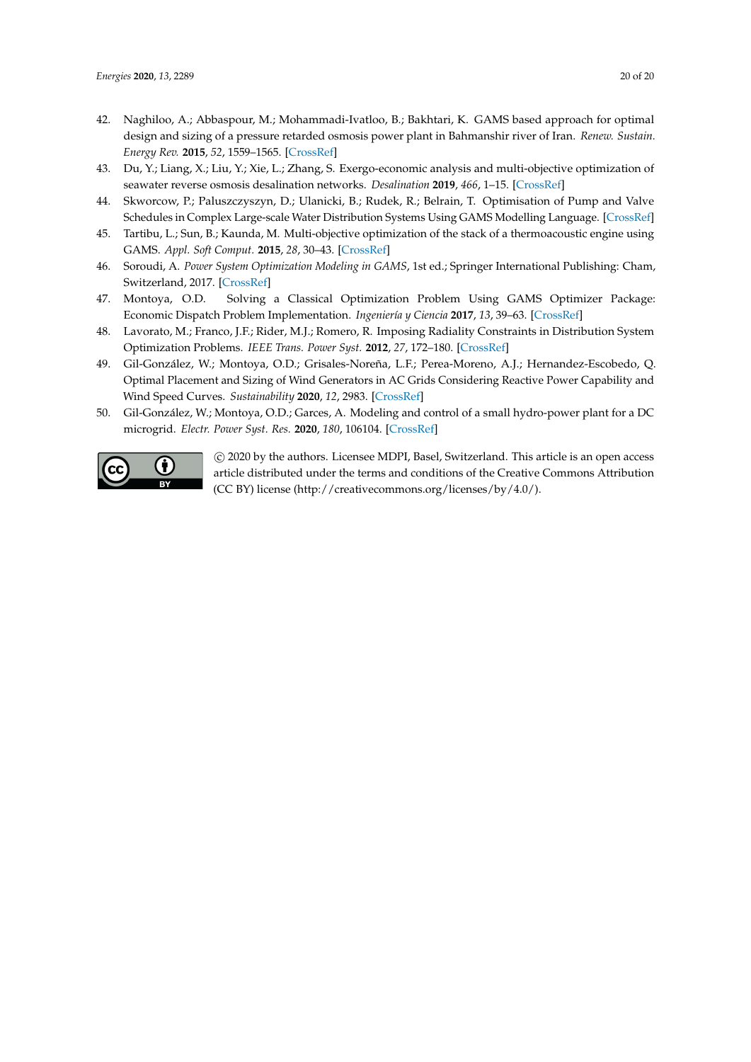42. Naghiloo, A.; Abbaspour, M.; Mohammadi-Ivatloo, B.; Bakhtari, K. GAMS based approach for optimal design and sizing of a pressure retarded osmosis power plant in Bahmanshir river of Iran. *Renew. Sustain. Energy Rev.* **2015**, *52*, 1559–1565. [CrossRef]
43. Du, Y.; Liang, X.; Liu, Y.; Xie, L.; Zhang, S. Exergo-economic analysis and multi-objective optimization of seawater reverse osmosis desalination networks. *Desalination* **2019**, *466*, 1–15. [CrossRef]
44. Skworcow, P.; Paluszczyszyn, D.; Ulanicki, B.; Rudek, R.; Belrain, T. Optimisation of Pump and Valve Schedules in Complex Large-scale Water Distribution Systems Using GAMS Modelling Language. [CrossRef]
45. Tartibu, L.; Sun, B.; Kaunda, M. Multi-objective optimization of the stack of a thermoacoustic engine using GAMS. *Appl. Soft Comput.* **2015**, *28*, 30–43. [CrossRef]
46. Soroudi, A. *Power System Optimization Modeling in GAMS*, 1st ed.; Springer International Publishing: Cham, Switzerland, 2017. [CrossRef]
47. Montoya, O.D. Solving a Classical Optimization Problem Using GAMS Optimizer Package: Economic Dispatch Problem Implementation. *Ingeniería y Ciencia* **2017**, *13*, 39–63. [CrossRef]
48. Lavorato, M.; Franco, J.F.; Rider, M.J.; Romero, R. Imposing Radiality Constraints in Distribution System Optimization Problems. *IEEE Trans. Power Syst.* **2012**, *27*, 172–180. [CrossRef]
49. Gil-González, W.; Montoya, O.D.; Grisales-Noreña, L.F.; Perea-Moreno, A.J.; Hernandez-Escobedo, Q. Optimal Placement and Sizing of Wind Generators in AC Grids Considering Reactive Power Capability and Wind Speed Curves. *Sustainability* **2020**, *12*, 2983. [CrossRef]
50. Gil-González, W.; Montoya, O.D.; Garces, A. Modeling and control of a small hydro-power plant for a DC microgrid. *Electr. Power Syst. Res.* **2020**, *180*, 106104. [CrossRef]

© 2020 by the authors. Licensee MDPI, Basel, Switzerland. This article is an open access article distributed under the terms and conditions of the Creative Commons Attribution (CC BY) license (http://creativecommons.org/licenses/by/4.0/).